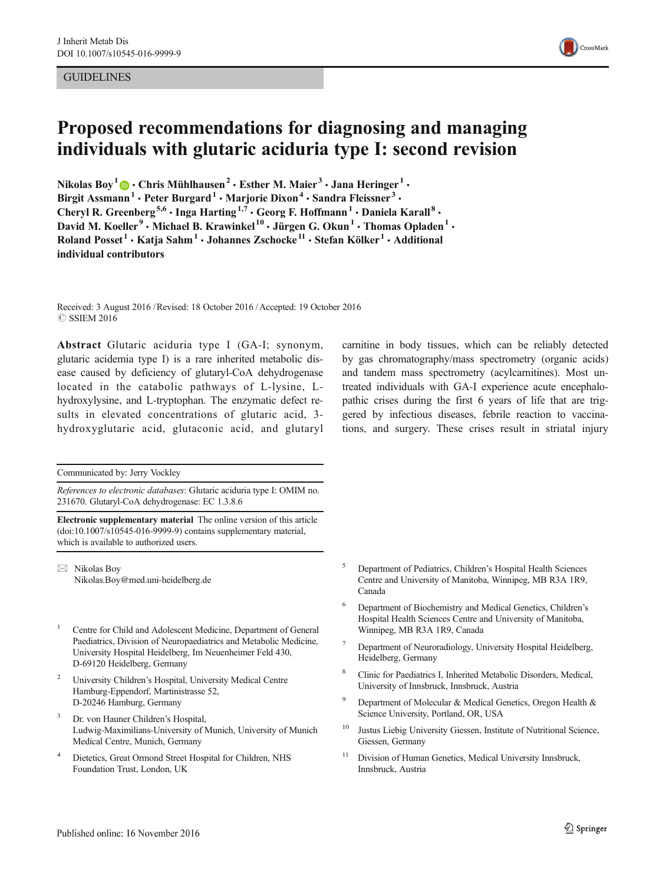GUIDELINES

# Proposed recommendations for diagnosing and managing individuals with glutaric aciduria type I: second revision

**Nikolas Boy[1] · Chris Mühlhausen[2] · Esther M. Maier[3] · Jana Heringer[1] · Birgit Assmann[1] · Peter Burgard[1] · Marjorie Dixon[4] · Sandra Fleissner[3] · Cheryl R. Greenberg[5,6] · Inga Harting[1,7] · Georg F. Hoffmann[1] · Daniela Karall[8] · David M. Koeller[9] · Michael B. Krawinkel[10] · Jürgen G. Okun[1] · Thomas Opladen[1] · Roland Posset[1] · Katja Sahm[1] · Johannes Zschocke[11] · Stefan Kölker[1] · Additional individual contributors**

Received: 3 August 2016 / Revised: 18 October 2016 / Accepted: 19 October 2016
© SSIEM 2016

**Abstract** Glutaric aciduria type I (GA-I; synonym, glutaric acidemia type I) is a rare inherited metabolic disease caused by deficiency of glutaryl-CoA dehydrogenase located in the catabolic pathways of L-lysine, L-hydroxylysine, and L-tryptophan. The enzymatic defect results in elevated concentrations of glutaric acid, 3-hydroxyglutaric acid, glutaconic acid, and glutaryl carnitine in body tissues, which can be reliably detected by gas chromatography/mass spectrometry (organic acids) and tandem mass spectrometry (acylcarnitines). Most untreated individuals with GA-I experience acute encephalopathic crises during the first 6 years of life that are triggered by infectious diseases, febrile reaction to vaccinations, and surgery. These crises result in striatal injury

Communicated by: Jerry Vockley

*References to electronic databases*: Glutaric aciduria type I: OMIM no. 231670. Glutaryl-CoA dehydrogenase: EC 1.3.8.6

**Electronic supplementary material** The online version of this article (doi:10.1007/s10545-016-9999-9) contains supplementary material, which is available to authorized users.

✉ Nikolas Boy
Nikolas.Boy@med.uni-heidelberg.de

1 Centre for Child and Adolescent Medicine, Department of General Paediatrics, Division of Neuropaediatrics and Metabolic Medicine, University Hospital Heidelberg, Im Neuenheimer Feld 430, D-69120 Heidelberg, Germany

2 University Children's Hospital, University Medical Centre Hamburg-Eppendorf, Martinistrasse 52, D-20246 Hamburg, Germany

3 Dr. von Hauner Children's Hospital, Ludwig-Maximilians-University of Munich, University of Munich Medical Centre, Munich, Germany

4 Dietetics, Great Ormond Street Hospital for Children, NHS Foundation Trust, London, UK

5 Department of Pediatrics, Children's Hospital Health Sciences Centre and University of Manitoba, Winnipeg, MB R3A 1R9, Canada

6 Department of Biochemistry and Medical Genetics, Children's Hospital Health Sciences Centre and University of Manitoba, Winnipeg, MB R3A 1R9, Canada

7 Department of Neuroradiology, University Hospital Heidelberg, Heidelberg, Germany

8 Clinic for Paediatrics I, Inherited Metabolic Disorders, Medical, University of Innsbruck, Innsbruck, Austria

9 Department of Molecular & Medical Genetics, Oregon Health & Science University, Portland, OR, USA

10 Justus Liebig University Giessen, Institute of Nutritional Science, Giessen, Germany

11 Division of Human Genetics, Medical University Innsbruck, Innsbruck, Austria

Published online: 16 November 2016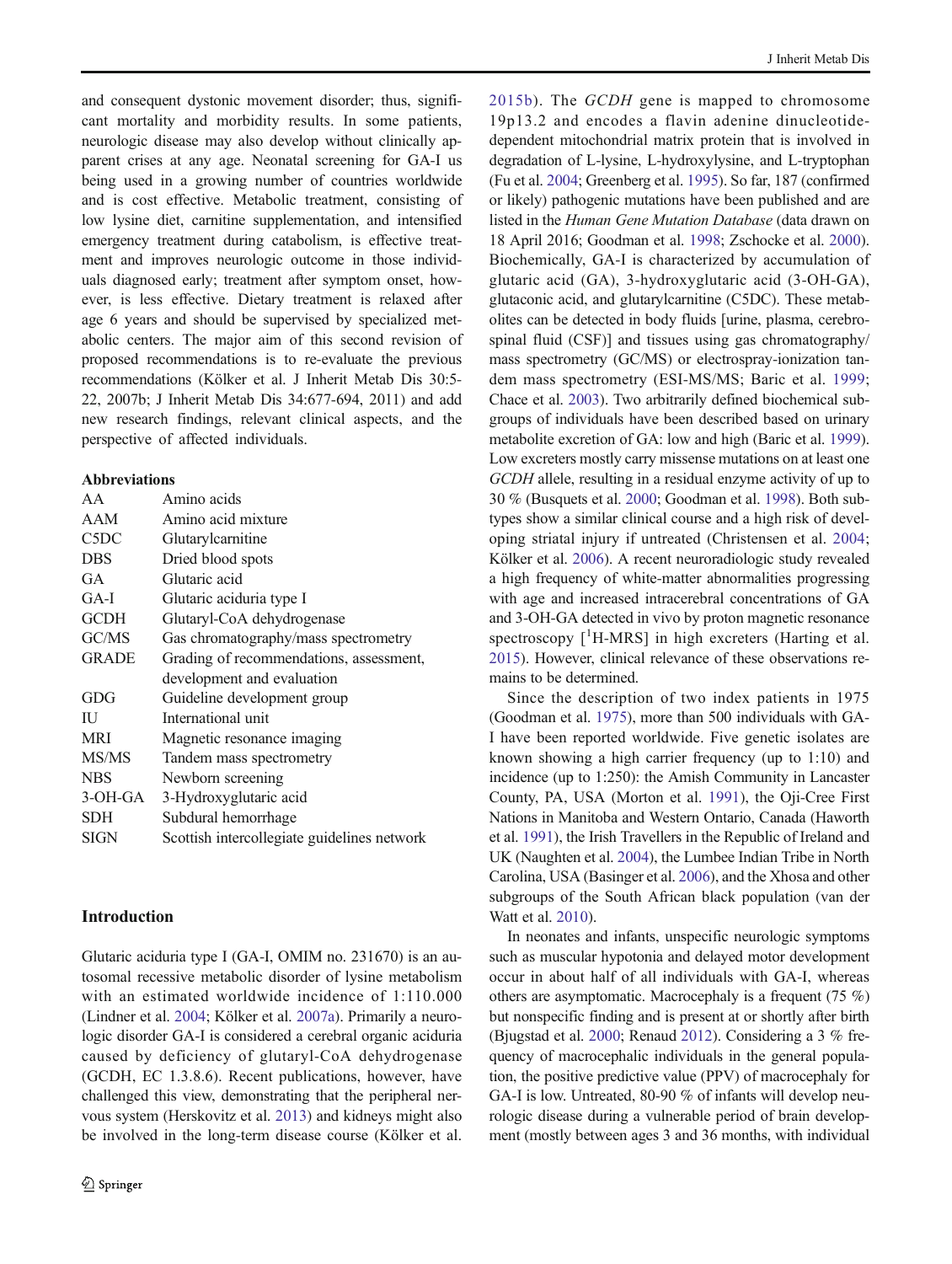and consequent dystonic movement disorder; thus, significant mortality and morbidity results. In some patients, neurologic disease may also develop without clinically apparent crises at any age. Neonatal screening for GA-I us being used in a growing number of countries worldwide and is cost effective. Metabolic treatment, consisting of low lysine diet, carnitine supplementation, and intensified emergency treatment during catabolism, is effective treatment and improves neurologic outcome in those individuals diagnosed early; treatment after symptom onset, however, is less effective. Dietary treatment is relaxed after age 6 years and should be supervised by specialized metabolic centers. The major aim of this second revision of proposed recommendations is to re-evaluate the previous recommendations (Kölker et al. J Inherit Metab Dis 30:5-22, 2007b; J Inherit Metab Dis 34:677-694, 2011) and add new research findings, relevant clinical aspects, and the perspective of affected individuals.

**Abbreviations**

| | |
|---|---|
| AA | Amino acids |
| AAM | Amino acid mixture |
| C5DC | Glutarylcarnitine |
| DBS | Dried blood spots |
| GA | Glutaric acid |
| GA-I | Glutaric aciduria type I |
| GCDH | Glutaryl-CoA dehydrogenase |
| GC/MS | Gas chromatography/mass spectrometry |
| GRADE | Grading of recommendations, assessment, development and evaluation |
| GDG | Guideline development group |
| IU | International unit |
| MRI | Magnetic resonance imaging |
| MS/MS | Tandem mass spectrometry |
| NBS | Newborn screening |
| 3-OH-GA | 3-Hydroxyglutaric acid |
| SDH | Subdural hemorrhage |
| SIGN | Scottish intercollegiate guidelines network |

## Introduction

Glutaric aciduria type I (GA-I, OMIM no. 231670) is an autosomal recessive metabolic disorder of lysine metabolism with an estimated worldwide incidence of 1:110.000 (Lindner et al. 2004; Kölker et al. 2007a). Primarily a neurologic disorder GA-I is considered a cerebral organic aciduria caused by deficiency of glutaryl-CoA dehydrogenase (GCDH, EC 1.3.8.6). Recent publications, however, have challenged this view, demonstrating that the peripheral nervous system (Herskovitz et al. 2013) and kidneys might also be involved in the long-term disease course (Kölker et al. 2015b). The *GCDH* gene is mapped to chromosome 19p13.2 and encodes a flavin adenine dinucleotide-dependent mitochondrial matrix protein that is involved in degradation of L-lysine, L-hydroxylysine, and L-tryptophan (Fu et al. 2004; Greenberg et al. 1995). So far, 187 (confirmed or likely) pathogenic mutations have been published and are listed in the *Human Gene Mutation Database* (data drawn on 18 April 2016; Goodman et al. 1998; Zschocke et al. 2000). Biochemically, GA-I is characterized by accumulation of glutaric acid (GA), 3-hydroxyglutaric acid (3-OH-GA), glutaconic acid, and glutarylcarnitine (C5DC). These metabolites can be detected in body fluids [urine, plasma, cerebrospinal fluid (CSF)] and tissues using gas chromatography/mass spectrometry (GC/MS) or electrospray-ionization tandem mass spectrometry (ESI-MS/MS; Baric et al. 1999; Chace et al. 2003). Two arbitrarily defined biochemical subgroups of individuals have been described based on urinary metabolite excretion of GA: low and high (Baric et al. 1999). Low excreters mostly carry missense mutations on at least one *GCDH* allele, resulting in a residual enzyme activity of up to 30 % (Busquets et al. 2000; Goodman et al. 1998). Both subtypes show a similar clinical course and a high risk of developing striatal injury if untreated (Christensen et al. 2004; Kölker et al. 2006). A recent neuroradiologic study revealed a high frequency of white-matter abnormalities progressing with age and increased intracerebral concentrations of GA and 3-OH-GA detected in vivo by proton magnetic resonance spectroscopy [$^{1}$H-MRS] in high excreters (Harting et al. 2015). However, clinical relevance of these observations remains to be determined.

Since the description of two index patients in 1975 (Goodman et al. 1975), more than 500 individuals with GA-I have been reported worldwide. Five genetic isolates are known showing a high carrier frequency (up to 1:10) and incidence (up to 1:250): the Amish Community in Lancaster County, PA, USA (Morton et al. 1991), the Oji-Cree First Nations in Manitoba and Western Ontario, Canada (Haworth et al. 1991), the Irish Travellers in the Republic of Ireland and UK (Naughten et al. 2004), the Lumbee Indian Tribe in North Carolina, USA (Basinger et al. 2006), and the Xhosa and other subgroups of the South African black population (van der Watt et al. 2010).

In neonates and infants, unspecific neurologic symptoms such as muscular hypotonia and delayed motor development occur in about half of all individuals with GA-I, whereas others are asymptomatic. Macrocephaly is a frequent (75 %) but nonspecific finding and is present at or shortly after birth (Bjugstad et al. 2000; Renaud 2012). Considering a 3 % frequency of macrocephalic individuals in the general population, the positive predictive value (PPV) of macrocephaly for GA-I is low. Untreated, 80-90 % of infants will develop neurologic disease during a vulnerable period of brain development (mostly between ages 3 and 36 months, with individual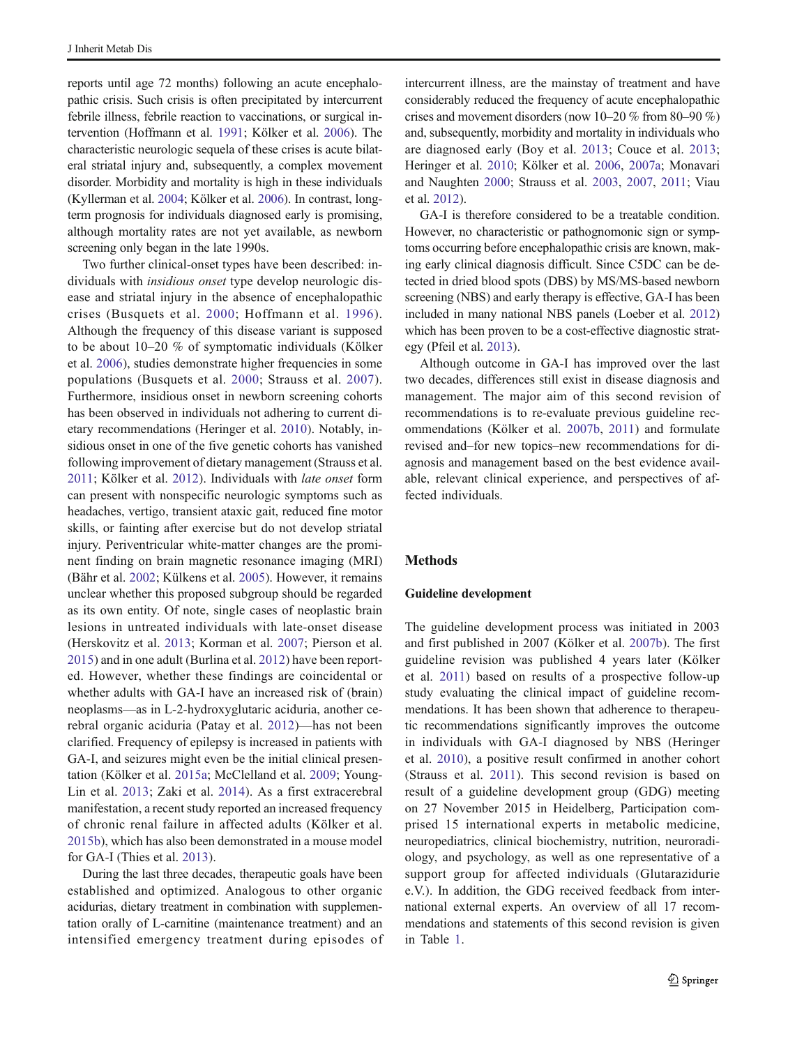reports until age 72 months) following an acute encephalopathic crisis. Such crisis is often precipitated by intercurrent febrile illness, febrile reaction to vaccinations, or surgical intervention (Hoffmann et al. 1991; Kölker et al. 2006). The characteristic neurologic sequela of these crises is acute bilateral striatal injury and, subsequently, a complex movement disorder. Morbidity and mortality is high in these individuals (Kyllerman et al. 2004; Kölker et al. 2006). In contrast, long-term prognosis for individuals diagnosed early is promising, although mortality rates are not yet available, as newborn screening only began in the late 1990s.

Two further clinical-onset types have been described: individuals with *insidious onset* type develop neurologic disease and striatal injury in the absence of encephalopathic crises (Busquets et al. 2000; Hoffmann et al. 1996). Although the frequency of this disease variant is supposed to be about 10–20 % of symptomatic individuals (Kölker et al. 2006), studies demonstrate higher frequencies in some populations (Busquets et al. 2000; Strauss et al. 2007). Furthermore, insidious onset in newborn screening cohorts has been observed in individuals not adhering to current dietary recommendations (Heringer et al. 2010). Notably, insidious onset in one of the five genetic cohorts has vanished following improvement of dietary management (Strauss et al. 2011; Kölker et al. 2012). Individuals with *late onset* form can present with nonspecific neurologic symptoms such as headaches, vertigo, transient ataxic gait, reduced fine motor skills, or fainting after exercise but do not develop striatal injury. Periventricular white-matter changes are the prominent finding on brain magnetic resonance imaging (MRI) (Bähr et al. 2002; Külkens et al. 2005). However, it remains unclear whether this proposed subgroup should be regarded as its own entity. Of note, single cases of neoplastic brain lesions in untreated individuals with late-onset disease (Herskovitz et al. 2013; Korman et al. 2007; Pierson et al. 2015) and in one adult (Burlina et al. 2012) have been reported. However, whether these findings are coincidental or whether adults with GA-I have an increased risk of (brain) neoplasms—as in L-2-hydroxyglutaric aciduria, another cerebral organic aciduria (Patay et al. 2012)—has not been clarified. Frequency of epilepsy is increased in patients with GA-I, and seizures might even be the initial clinical presentation (Kölker et al. 2015a; McClelland et al. 2009; Young-Lin et al. 2013; Zaki et al. 2014). As a first extracerebral manifestation, a recent study reported an increased frequency of chronic renal failure in affected adults (Kölker et al. 2015b), which has also been demonstrated in a mouse model for GA-I (Thies et al. 2013).

During the last three decades, therapeutic goals have been established and optimized. Analogous to other organic acidurias, dietary treatment in combination with supplementation orally of L-carnitine (maintenance treatment) and an intensified emergency treatment during episodes of intercurrent illness, are the mainstay of treatment and have considerably reduced the frequency of acute encephalopathic crises and movement disorders (now 10–20 % from 80–90 %) and, subsequently, morbidity and mortality in individuals who are diagnosed early (Boy et al. 2013; Couce et al. 2013; Heringer et al. 2010; Kölker et al. 2006, 2007a; Monavari and Naughten 2000; Strauss et al. 2003, 2007, 2011; Viau et al. 2012).

GA-I is therefore considered to be a treatable condition. However, no characteristic or pathognomonic sign or symptoms occurring before encephalopathic crisis are known, making early clinical diagnosis difficult. Since C5DC can be detected in dried blood spots (DBS) by MS/MS-based newborn screening (NBS) and early therapy is effective, GA-I has been included in many national NBS panels (Loeber et al. 2012) which has been proven to be a cost-effective diagnostic strategy (Pfeil et al. 2013).

Although outcome in GA-I has improved over the last two decades, differences still exist in disease diagnosis and management. The major aim of this second revision of recommendations is to re-evaluate previous guideline recommendations (Kölker et al. 2007b, 2011) and formulate revised and–for new topics–new recommendations for diagnosis and management based on the best evidence available, relevant clinical experience, and perspectives of affected individuals.

## Methods

### Guideline development

The guideline development process was initiated in 2003 and first published in 2007 (Kölker et al. 2007b). The first guideline revision was published 4 years later (Kölker et al. 2011) based on results of a prospective follow-up study evaluating the clinical impact of guideline recommendations. It has been shown that adherence to therapeutic recommendations significantly improves the outcome in individuals with GA-I diagnosed by NBS (Heringer et al. 2010), a positive result confirmed in another cohort (Strauss et al. 2011). This second revision is based on result of a guideline development group (GDG) meeting on 27 November 2015 in Heidelberg, Participation comprised 15 international experts in metabolic medicine, neuropediatrics, clinical biochemistry, nutrition, neuroradiology, and psychology, as well as one representative of a support group for affected individuals (Glutarazidurie e.V.). In addition, the GDG received feedback from international external experts. An overview of all 17 recommendations and statements of this second revision is given in Table 1.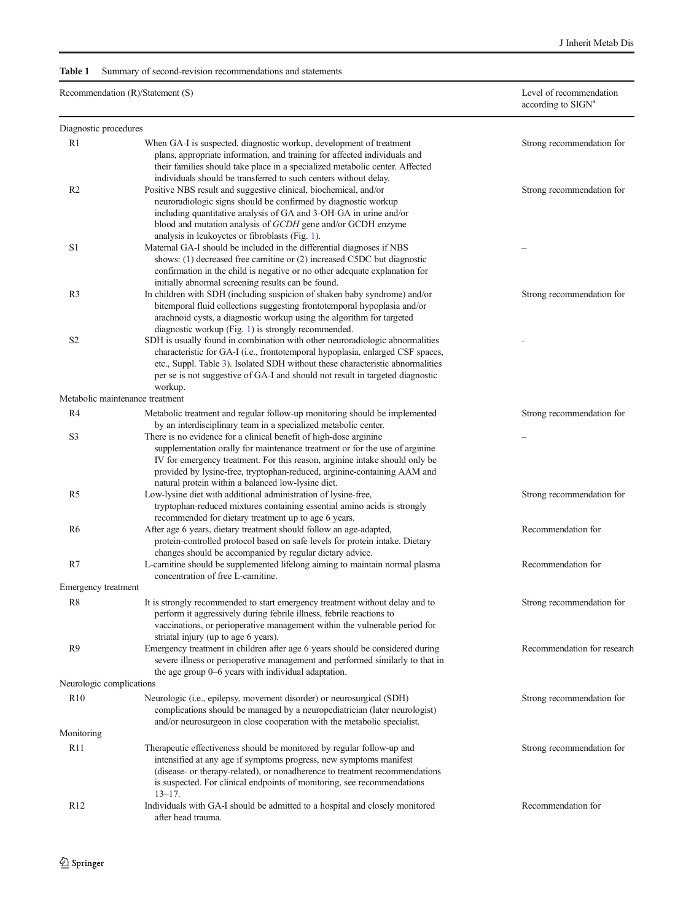**Table 1** Summary of second-revision recommendations and statements

| Recommendation (R)/Statement (S) | | Level of recommendation according to SIGN[a] |
|---|---|---|
| Diagnostic procedures | | |
| R1 | When GA-I is suspected, diagnostic workup, development of treatment plans, appropriate information, and training for affected individuals and their families should take place in a specialized metabolic center. Affected individuals should be transferred to such centers without delay. | Strong recommendation for |
| R2 | Positive NBS result and suggestive clinical, biochemical, and/or neuroradiologic signs should be confirmed by diagnostic workup including quantitative analysis of GA and 3-OH-GA in urine and/or blood and mutation analysis of *GCDH* gene and/or GCDH enzyme analysis in leukoyctes or fibroblasts (Fig. 1). | Strong recommendation for |
| S1 | Maternal GA-I should be included in the differential diagnoses if NBS shows: (1) decreased free carnitine or (2) increased C5DC but diagnostic confirmation in the child is negative or no other adequate explanation for initially abnormal screening results can be found. | – |
| R3 | In children with SDH (including suspicion of shaken baby syndrome) and/or bitemporal fluid collections suggesting frontotemporal hypoplasia and/or arachnoid cysts, a diagnostic workup using the algorithm for targeted diagnostic workup (Fig. 1) is strongly recommended. | Strong recommendation for |
| S2 | SDH is usually found in combination with other neuroradiologic abnormalities characteristic for GA-I (i.e., frontotemporal hypoplasia, enlarged CSF spaces, etc., Suppl. Table 3). Isolated SDH without these characteristic abnormalities per se is not suggestive of GA-I and should not result in targeted diagnostic workup. | - |
| Metabolic maintenance treatment | | |
| R4 | Metabolic treatment and regular follow-up monitoring should be implemented by an interdisciplinary team in a specialized metabolic center. | Strong recommendation for |
| S3 | There is no evidence for a clinical benefit of high-dose arginine supplementation orally for maintenance treatment or for the use of arginine IV for emergency treatment. For this reason, arginine intake should only be provided by lysine-free, tryptophan-reduced, arginine-containing AAM and natural protein within a balanced low-lysine diet. | – |
| R5 | Low-lysine diet with additional administration of lysine-free, tryptophan-reduced mixtures containing essential amino acids is strongly recommended for dietary treatment up to age 6 years. | Strong recommendation for |
| R6 | After age 6 years, dietary treatment should follow an age-adapted, protein-controlled protocol based on safe levels for protein intake. Dietary changes should be accompanied by regular dietary advice. | Recommendation for |
| R7 | L-carnitine should be supplemented lifelong aiming to maintain normal plasma concentration of free L-carnitine. | Recommendation for |
| Emergency treatment | | |
| R8 | It is strongly recommended to start emergency treatment without delay and to perform it aggressively during febrile illness, febrile reactions to vaccinations, or perioperative management within the vulnerable period for striatal injury (up to age 6 years). | Strong recommendation for |
| R9 | Emergency treatment in children after age 6 years should be considered during severe illness or perioperative management and performed similarly to that in the age group 0–6 years with individual adaptation. | Recommendation for research |
| Neurologic complications | | |
| R10 | Neurologic (i.e., epilepsy, movement disorder) or neurosurgical (SDH) complications should be managed by a neuropediatrician (later neurologist) and/or neurosurgeon in close cooperation with the metabolic specialist. | Strong recommendation for |
| Monitoring | | |
| R11 | Therapeutic effectiveness should be monitored by regular follow-up and intensified at any age if symptoms progress, new symptoms manifest (disease- or therapy-related), or nonadherence to treatment recommendations is suspected. For clinical endpoints of monitoring, see recommendations 13–17. | Strong recommendation for |
| R12 | Individuals with GA-I should be admitted to a hospital and closely monitored after head trauma. | Recommendation for |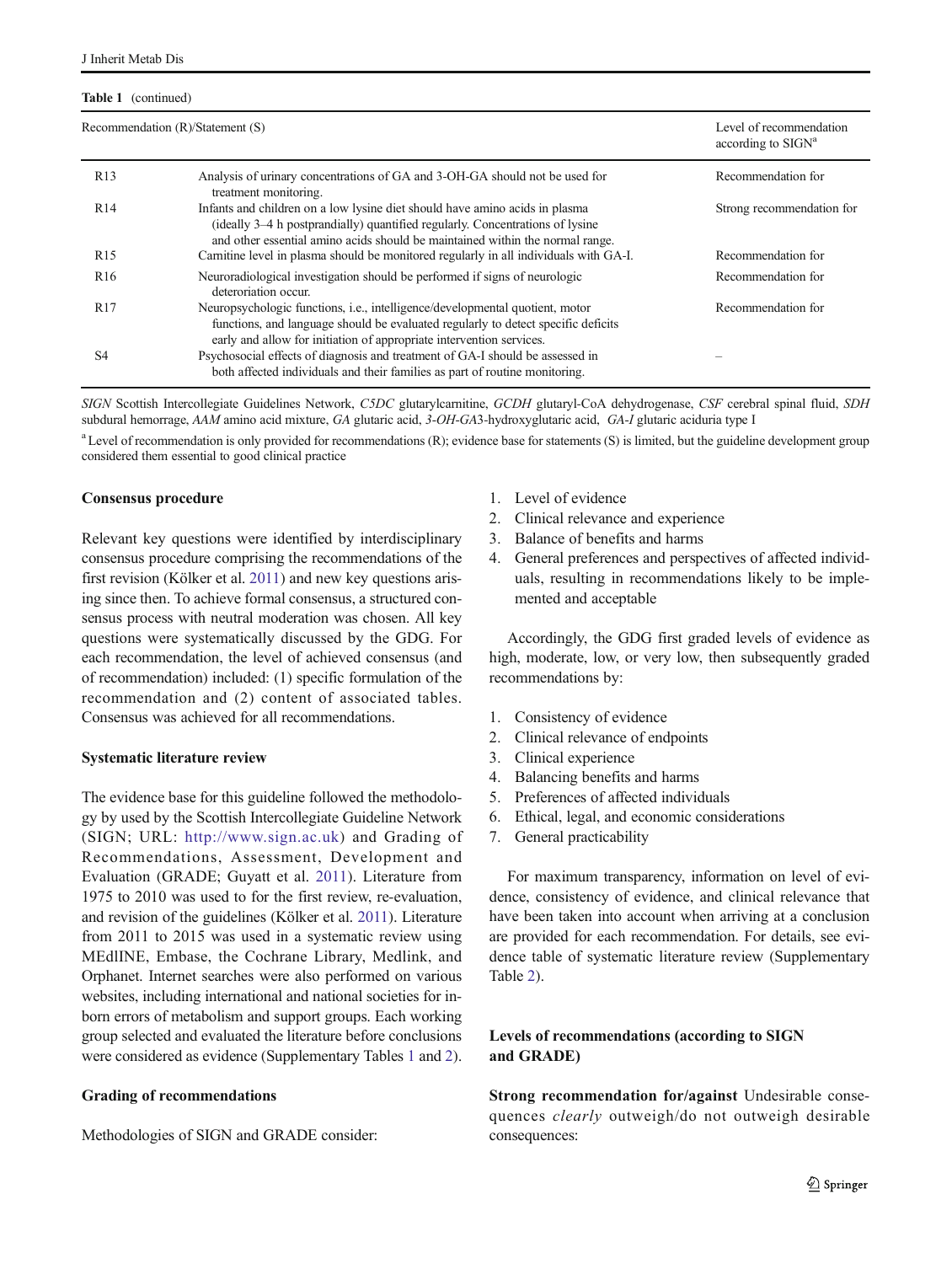**Table 1** (continued)

| Recommendation (R)/Statement (S) | | Level of recommendation according to SIGN[a] |
|---|---|---|
| R13 | Analysis of urinary concentrations of GA and 3-OH-GA should not be used for treatment monitoring. | Recommendation for |
| R14 | Infants and children on a low lysine diet should have amino acids in plasma (ideally 3–4 h postprandially) quantified regularly. Concentrations of lysine and other essential amino acids should be maintained within the normal range. | Strong recommendation for |
| R15 | Carnitine level in plasma should be monitored regularly in all individuals with GA-I. | Recommendation for |
| R16 | Neuroradiological investigation should be performed if signs of neurologic deterioration occur. | Recommendation for |
| R17 | Neuropsychologic functions, i.e., intelligence/developmental quotient, motor functions, and language should be evaluated regularly to detect specific deficits early and allow for initiation of appropriate intervention services. | Recommendation for |
| S4 | Psychosocial effects of diagnosis and treatment of GA-I should be assessed in both affected individuals and their families as part of routine monitoring. | – |

*SIGN* Scottish Intercollegiate Guidelines Network, *C5DC* glutarylcarnitine, *GCDH* glutaryl-CoA dehydrogenase, *CSF* cerebral spinal fluid, *SDH* subdural hemorrage, *AAM* amino acid mixture, *GA* glutaric acid, *3-OH-GA* 3-hydroxyglutaric acid, *GA-I* glutaric aciduria type I

[a] Level of recommendation is only provided for recommendations (R); evidence base for statements (S) is limited, but the guideline development group considered them essential to good clinical practice

**Consensus procedure**

Relevant key questions were identified by interdisciplinary consensus procedure comprising the recommendations of the first revision (Kölker et al. 2011) and new key questions arising since then. To achieve formal consensus, a structured consensus process with neutral moderation was chosen. All key questions were systematically discussed by the GDG. For each recommendation, the level of achieved consensus (and of recommendation) included: (1) specific formulation of the recommendation and (2) content of associated tables. Consensus was achieved for all recommendations.

**Systematic literature review**

The evidence base for this guideline followed the methodology by used by the Scottish Intercollegiate Guideline Network (SIGN; URL: http://www.sign.ac.uk) and Grading of Recommendations, Assessment, Development and Evaluation (GRADE; Guyatt et al. 2011). Literature from 1975 to 2010 was used to for the first review, re-evaluation, and revision of the guidelines (Kölker et al. 2011). Literature from 2011 to 2015 was used in a systematic review using MEdlINE, Embase, the Cochrane Library, Medlink, and Orphanet. Internet searches were also performed on various websites, including international and national societies for inborn errors of metabolism and support groups. Each working group selected and evaluated the literature before conclusions were considered as evidence (Supplementary Tables 1 and 2).

**Grading of recommendations**

Methodologies of SIGN and GRADE consider:

1. Level of evidence
2. Clinical relevance and experience
3. Balance of benefits and harms
4. General preferences and perspectives of affected individuals, resulting in recommendations likely to be implemented and acceptable

Accordingly, the GDG first graded levels of evidence as high, moderate, low, or very low, then subsequently graded recommendations by:

1. Consistency of evidence
2. Clinical relevance of endpoints
3. Clinical experience
4. Balancing benefits and harms
5. Preferences of affected individuals
6. Ethical, legal, and economic considerations
7. General practicability

For maximum transparency, information on level of evidence, consistency of evidence, and clinical relevance that have been taken into account when arriving at a conclusion are provided for each recommendation. For details, see evidence table of systematic literature review (Supplementary Table 2).

**Levels of recommendations (according to SIGN and GRADE)**

**Strong recommendation for/against** Undesirable consequences *clearly* outweigh/do not outweigh desirable consequences: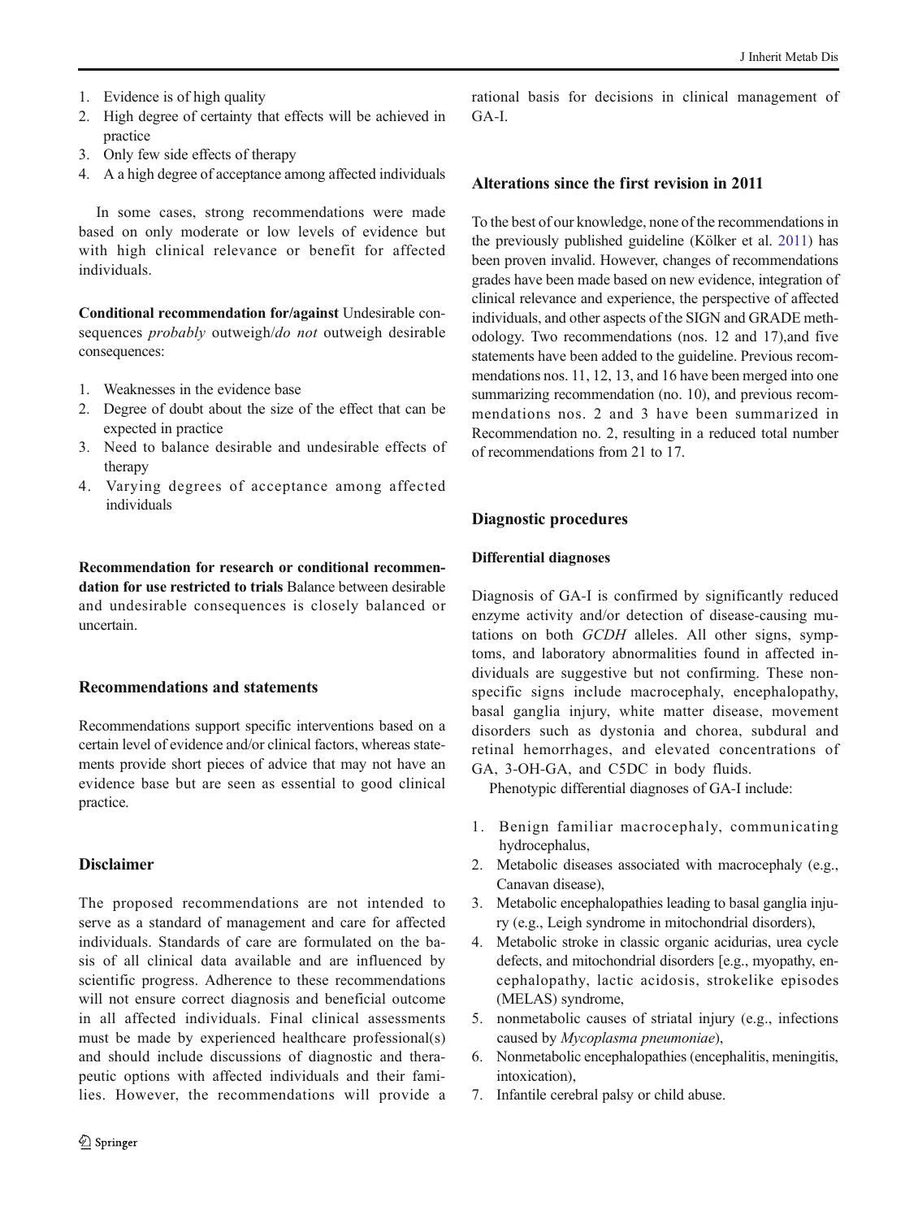1. Evidence is of high quality
2. High degree of certainty that effects will be achieved in practice
3. Only few side effects of therapy
4. A a high degree of acceptance among affected individuals

In some cases, strong recommendations were made based on only moderate or low levels of evidence but with high clinical relevance or benefit for affected individuals.

**Conditional recommendation for/against** Undesirable consequences *probably* outweigh/*do not* outweigh desirable consequences:

1. Weaknesses in the evidence base
2. Degree of doubt about the size of the effect that can be expected in practice
3. Need to balance desirable and undesirable effects of therapy
4. Varying degrees of acceptance among affected individuals

**Recommendation for research or conditional recommendation for use restricted to trials** Balance between desirable and undesirable consequences is closely balanced or uncertain.

## Recommendations and statements

Recommendations support specific interventions based on a certain level of evidence and/or clinical factors, whereas statements provide short pieces of advice that may not have an evidence base but are seen as essential to good clinical practice.

## Disclaimer

The proposed recommendations are not intended to serve as a standard of management and care for affected individuals. Standards of care are formulated on the basis of all clinical data available and are influenced by scientific progress. Adherence to these recommendations will not ensure correct diagnosis and beneficial outcome in all affected individuals. Final clinical assessments must be made by experienced healthcare professional(s) and should include discussions of diagnostic and therapeutic options with affected individuals and their families. However, the recommendations will provide a rational basis for decisions in clinical management of GA-I.

## Alterations since the first revision in 2011

To the best of our knowledge, none of the recommendations in the previously published guideline (Kölker et al. 2011) has been proven invalid. However, changes of recommendations grades have been made based on new evidence, integration of clinical relevance and experience, the perspective of affected individuals, and other aspects of the SIGN and GRADE methodology. Two recommendations (nos. 12 and 17),and five statements have been added to the guideline. Previous recommendations nos. 11, 12, 13, and 16 have been merged into one summarizing recommendation (no. 10), and previous recommendations nos. 2 and 3 have been summarized in Recommendation no. 2, resulting in a reduced total number of recommendations from 21 to 17.

## Diagnostic procedures

### Differential diagnoses

Diagnosis of GA-I is confirmed by significantly reduced enzyme activity and/or detection of disease-causing mutations on both *GCDH* alleles. All other signs, symptoms, and laboratory abnormalities found in affected individuals are suggestive but not confirming. These nonspecific signs include macrocephaly, encephalopathy, basal ganglia injury, white matter disease, movement disorders such as dystonia and chorea, subdural and retinal hemorrhages, and elevated concentrations of GA, 3-OH-GA, and C5DC in body fluids.

Phenotypic differential diagnoses of GA-I include:

1. Benign familiar macrocephaly, communicating hydrocephalus,
2. Metabolic diseases associated with macrocephaly (e.g., Canavan disease),
3. Metabolic encephalopathies leading to basal ganglia injury (e.g., Leigh syndrome in mitochondrial disorders),
4. Metabolic stroke in classic organic acidurias, urea cycle defects, and mitochondrial disorders [e.g., myopathy, encephalopathy, lactic acidosis, strokelike episodes (MELAS) syndrome,
5. nonmetabolic causes of striatal injury (e.g., infections caused by *Mycoplasma pneumoniae*),
6. Nonmetabolic encephalopathies (encephalitis, meningitis, intoxication),
7. Infantile cerebral palsy or child abuse.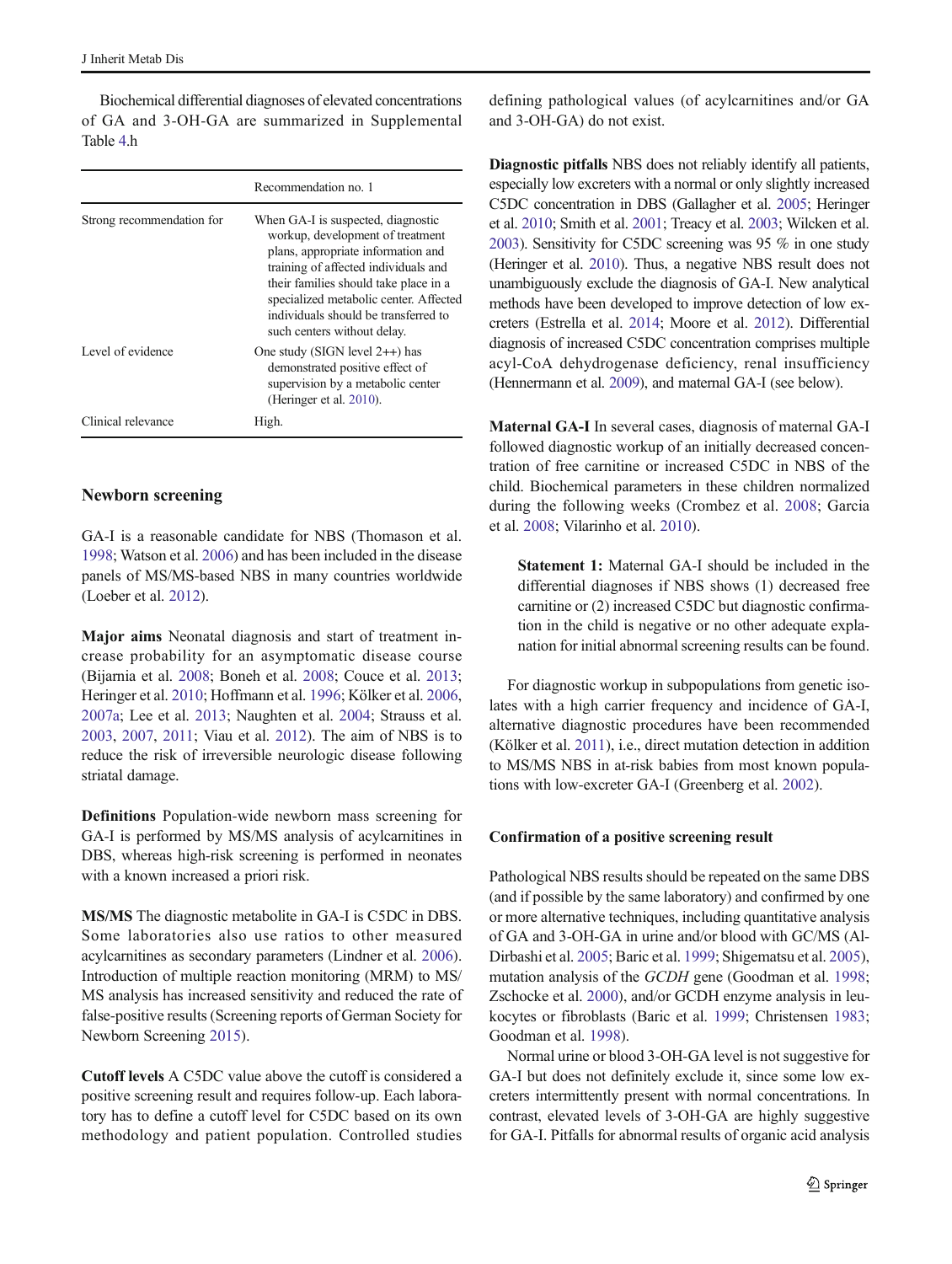Biochemical differential diagnoses of elevated concentrations of GA and 3-OH-GA are summarized in Supplemental Table 4.h

| | Recommendation no. 1 |
|---|---|
| Strong recommendation for | When GA-I is suspected, diagnostic workup, development of treatment plans, appropriate information and training of affected individuals and their families should take place in a specialized metabolic center. Affected individuals should be transferred to such centers without delay. |
| Level of evidence | One study (SIGN level 2++) has demonstrated positive effect of supervision by a metabolic center (Heringer et al. 2010). |
| Clinical relevance | High. |

## Newborn screening

GA-I is a reasonable candidate for NBS (Thomason et al. 1998; Watson et al. 2006) and has been included in the disease panels of MS/MS-based NBS in many countries worldwide (Loeber et al. 2012).

**Major aims** Neonatal diagnosis and start of treatment increase probability for an asymptomatic disease course (Bijarnia et al. 2008; Boneh et al. 2008; Couce et al. 2013; Heringer et al. 2010; Hoffmann et al. 1996; Kölker et al. 2006, 2007a; Lee et al. 2013; Naughten et al. 2004; Strauss et al. 2003, 2007, 2011; Viau et al. 2012). The aim of NBS is to reduce the risk of irreversible neurologic disease following striatal damage.

**Definitions** Population-wide newborn mass screening for GA-I is performed by MS/MS analysis of acylcarnitines in DBS, whereas high-risk screening is performed in neonates with a known increased a priori risk.

**MS/MS** The diagnostic metabolite in GA-I is C5DC in DBS. Some laboratories also use ratios to other measured acylcarnitines as secondary parameters (Lindner et al. 2006). Introduction of multiple reaction monitoring (MRM) to MS/MS analysis has increased sensitivity and reduced the rate of false-positive results (Screening reports of German Society for Newborn Screening 2015).

**Cutoff levels** A C5DC value above the cutoff is considered a positive screening result and requires follow-up. Each laboratory has to define a cutoff level for C5DC based on its own methodology and patient population. Controlled studies defining pathological values (of acylcarnitines and/or GA and 3-OH-GA) do not exist.

**Diagnostic pitfalls** NBS does not reliably identify all patients, especially low excreters with a normal or only slightly increased C5DC concentration in DBS (Gallagher et al. 2005; Heringer et al. 2010; Smith et al. 2001; Treacy et al. 2003; Wilcken et al. 2003). Sensitivity for C5DC screening was 95 % in one study (Heringer et al. 2010). Thus, a negative NBS result does not unambiguously exclude the diagnosis of GA-I. New analytical methods have been developed to improve detection of low excreters (Estrella et al. 2014; Moore et al. 2012). Differential diagnosis of increased C5DC concentration comprises multiple acyl-CoA dehydrogenase deficiency, renal insufficiency (Hennermann et al. 2009), and maternal GA-I (see below).

**Maternal GA-I** In several cases, diagnosis of maternal GA-I followed diagnostic workup of an initially decreased concentration of free carnitine or increased C5DC in NBS of the child. Biochemical parameters in these children normalized during the following weeks (Crombez et al. 2008; Garcia et al. 2008; Vilarinho et al. 2010).

> **Statement 1:** Maternal GA-I should be included in the differential diagnoses if NBS shows (1) decreased free carnitine or (2) increased C5DC but diagnostic confirmation in the child is negative or no other adequate explanation for initial abnormal screening results can be found.

For diagnostic workup in subpopulations from genetic isolates with a high carrier frequency and incidence of GA-I, alternative diagnostic procedures have been recommended (Kölker et al. 2011), i.e., direct mutation detection in addition to MS/MS NBS in at-risk babies from most known populations with low-excreter GA-I (Greenberg et al. 2002).

### Confirmation of a positive screening result

Pathological NBS results should be repeated on the same DBS (and if possible by the same laboratory) and confirmed by one or more alternative techniques, including quantitative analysis of GA and 3-OH-GA in urine and/or blood with GC/MS (Al-Dirbashi et al. 2005; Baric et al. 1999; Shigematsu et al. 2005), mutation analysis of the *GCDH* gene (Goodman et al. 1998; Zschocke et al. 2000), and/or GCDH enzyme analysis in leukocytes or fibroblasts (Baric et al. 1999; Christensen 1983; Goodman et al. 1998).

Normal urine or blood 3-OH-GA level is not suggestive for GA-I but does not definitely exclude it, since some low excreters intermittently present with normal concentrations. In contrast, elevated levels of 3-OH-GA are highly suggestive for GA-I. Pitfalls for abnormal results of organic acid analysis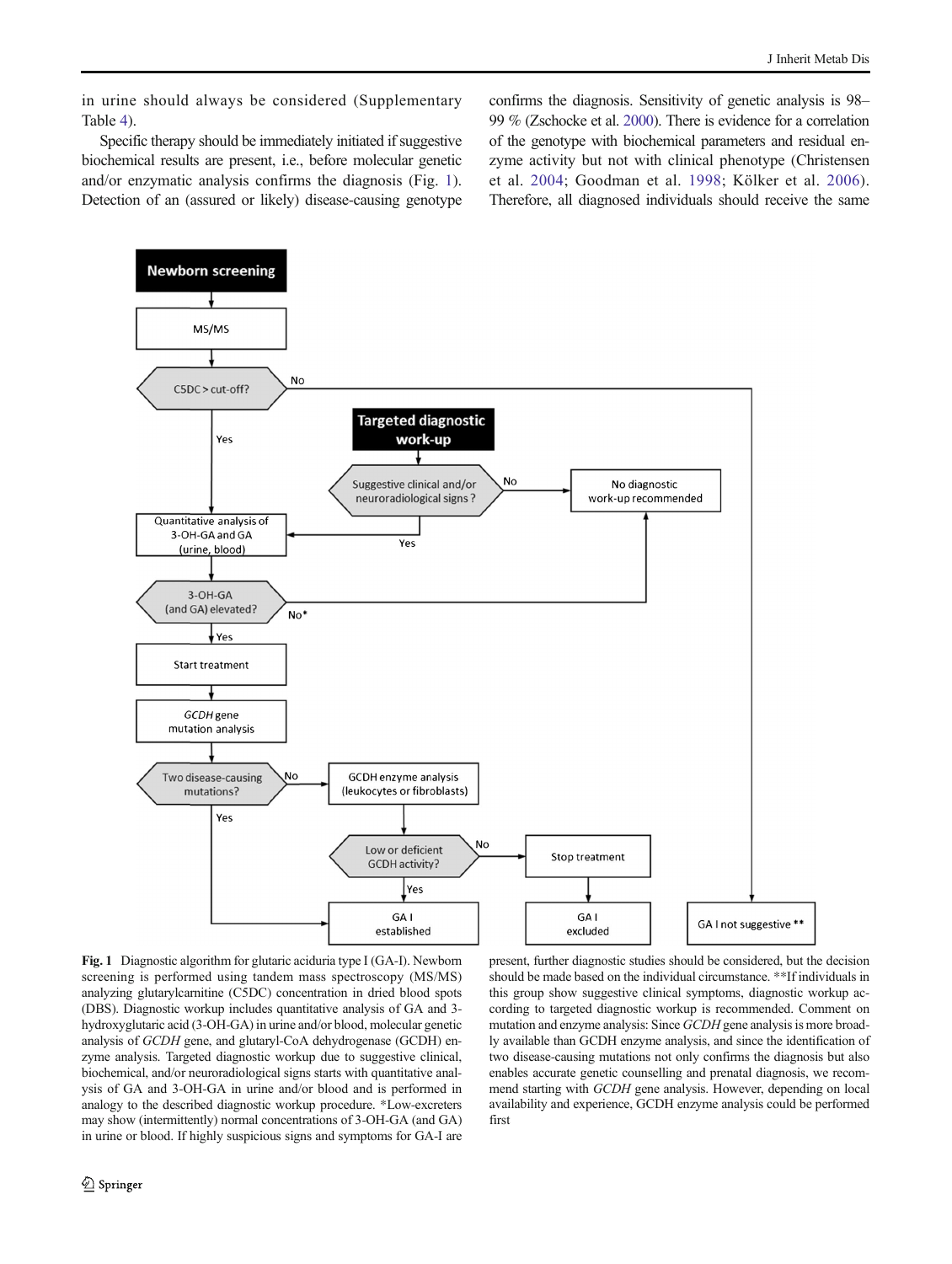in urine should always be considered (Supplementary Table 4).

Specific therapy should be immediately initiated if suggestive biochemical results are present, i.e., before molecular genetic and/or enzymatic analysis confirms the diagnosis (Fig. 1). Detection of an (assured or likely) disease-causing genotype confirms the diagnosis. Sensitivity of genetic analysis is 98–99 % (Zschocke et al. 2000). There is evidence for a correlation of the genotype with biochemical parameters and residual enzyme activity but not with clinical phenotype (Christensen et al. 2004; Goodman et al. 1998; Kölker et al. 2006). Therefore, all diagnosed individuals should receive the same

Newborn screening

MS/MS

C5DC > cut-off?

No

Yes

Targeted diagnostic work-up

Suggestive clinical and/or neuroradiological signs ?

No

No diagnostic work-up recommended

Yes

Quantitative analysis of 3-OH-GA and GA (urine, blood)

3-OH-GA (and GA) elevated?

No*

Yes

Start treatment

*GCDH* gene mutation analysis

Two disease-causing mutations?

No

GCDH enzyme analysis (leukocytes or fibroblasts)

Yes

Low or deficient GCDH activity?

No

Stop treatment

Yes

GA I established

GA I excluded

GA I not suggestive **

**Fig. 1** Diagnostic algorithm for glutaric aciduria type I (GA-I). Newborn screening is performed using tandem mass spectroscopy (MS/MS) analyzing glutarylcarnitine (C5DC) concentration in dried blood spots (DBS). Diagnostic workup includes quantitative analysis of GA and 3-hydroxyglutaric acid (3-OH-GA) in urine and/or blood, molecular genetic analysis of *GCDH* gene, and glutaryl-CoA dehydrogenase (GCDH) enzyme analysis. Targeted diagnostic workup due to suggestive clinical, biochemical, and/or neuroradiological signs starts with quantitative analysis of GA and 3-OH-GA in urine and/or blood and is performed in analogy to the described diagnostic workup procedure. *Low-excreters may show (intermittently) normal concentrations of 3-OH-GA (and GA) in urine or blood. If highly suspicious signs and symptoms for GA-I are present, further diagnostic studies should be considered, but the decision should be made based on the individual circumstance. **If individuals in this group show suggestive clinical symptoms, diagnostic workup according to targeted diagnostic workup is recommended. Comment on mutation and enzyme analysis: Since *GCDH* gene analysis is more broadly available than GCDH enzyme analysis, and since the identification of two disease-causing mutations not only confirms the diagnosis but also enables accurate genetic counselling and prenatal diagnosis, we recommend starting with *GCDH* gene analysis. However, depending on local availability and experience, GCDH enzyme analysis could be performed first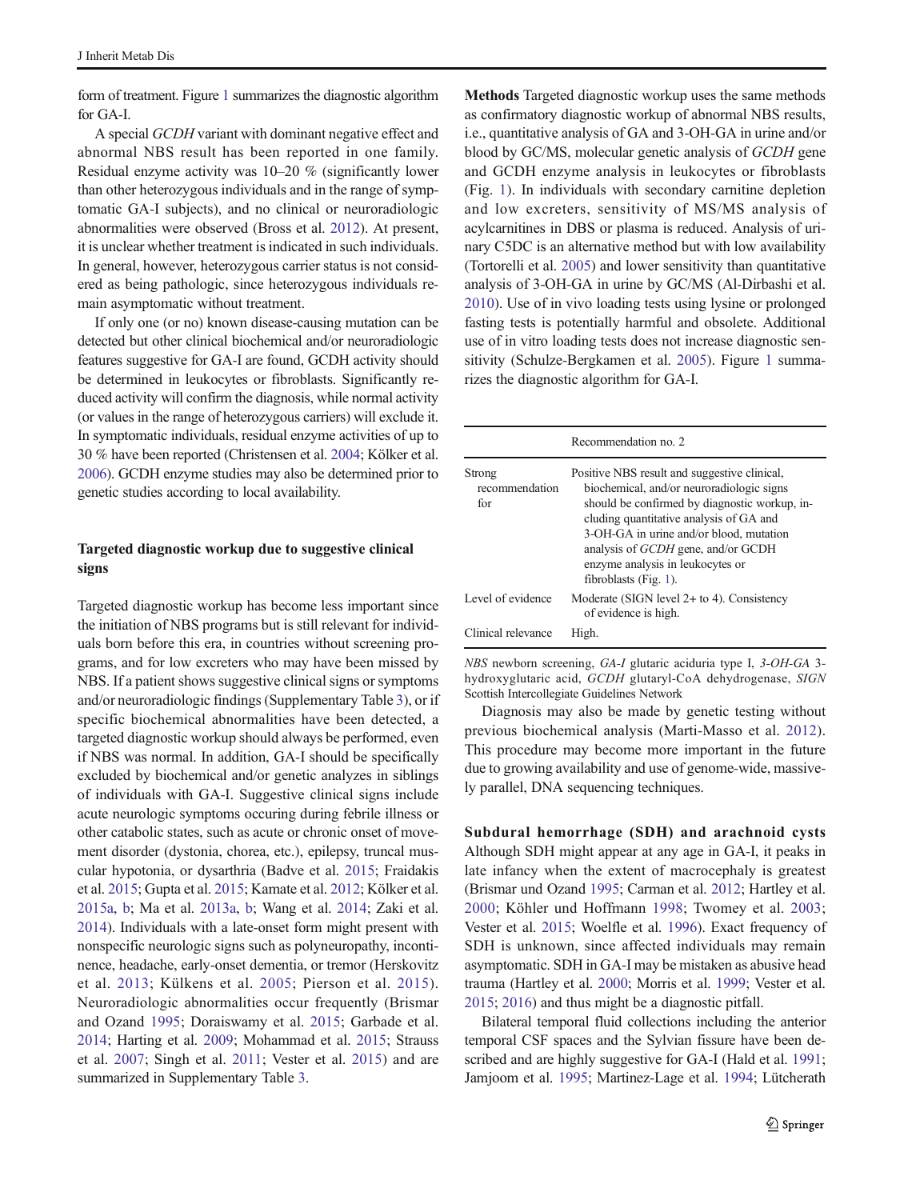form of treatment. Figure 1 summarizes the diagnostic algorithm for GA-I.

A special *GCDH* variant with dominant negative effect and abnormal NBS result has been reported in one family. Residual enzyme activity was 10–20 % (significantly lower than other heterozygous individuals and in the range of symptomatic GA-I subjects), and no clinical or neuroradiologic abnormalities were observed (Bross et al. 2012). At present, it is unclear whether treatment is indicated in such individuals. In general, however, heterozygous carrier status is not considered as being pathologic, since heterozygous individuals remain asymptomatic without treatment.

If only one (or no) known disease-causing mutation can be detected but other clinical biochemical and/or neuroradiologic features suggestive for GA-I are found, GCDH activity should be determined in leukocytes or fibroblasts. Significantly reduced activity will confirm the diagnosis, while normal activity (or values in the range of heterozygous carriers) will exclude it. In symptomatic individuals, residual enzyme activities of up to 30 % have been reported (Christensen et al. 2004; Kölker et al. 2006). GCDH enzyme studies may also be determined prior to genetic studies according to local availability.

### Targeted diagnostic workup due to suggestive clinical signs

Targeted diagnostic workup has become less important since the initiation of NBS programs but is still relevant for individuals born before this era, in countries without screening programs, and for low excreters who may have been missed by NBS. If a patient shows suggestive clinical signs or symptoms and/or neuroradiologic findings (Supplementary Table 3), or if specific biochemical abnormalities have been detected, a targeted diagnostic workup should always be performed, even if NBS was normal. In addition, GA-I should be specifically excluded by biochemical and/or genetic analyzes in siblings of individuals with GA-I. Suggestive clinical signs include acute neurologic symptoms occuring during febrile illness or other catabolic states, such as acute or chronic onset of movement disorder (dystonia, chorea, etc.), epilepsy, truncal muscular hypotonia, or dysarthria (Badve et al. 2015; Fraidakis et al. 2015; Gupta et al. 2015; Kamate et al. 2012; Kölker et al. 2015a, b; Ma et al. 2013a, b; Wang et al. 2014; Zaki et al. 2014). Individuals with a late-onset form might present with nonspecific neurologic signs such as polyneuropathy, incontinence, headache, early-onset dementia, or tremor (Herskovitz et al. 2013; Külkens et al. 2005; Pierson et al. 2015). Neuroradiologic abnormalities occur frequently (Brismar and Ozand 1995; Doraiswamy et al. 2015; Garbade et al. 2014; Harting et al. 2009; Mohammad et al. 2015; Strauss et al. 2007; Singh et al. 2011; Vester et al. 2015) and are summarized in Supplementary Table 3.

**Methods** Targeted diagnostic workup uses the same methods as confirmatory diagnostic workup of abnormal NBS results, i.e., quantitative analysis of GA and 3-OH-GA in urine and/or blood by GC/MS, molecular genetic analysis of *GCDH* gene and GCDH enzyme analysis in leukocytes or fibroblasts (Fig. 1). In individuals with secondary carnitine depletion and low excreters, sensitivity of MS/MS analysis of acylcarnitines in DBS or plasma is reduced. Analysis of urinary C5DC is an alternative method but with low availability (Tortorelli et al. 2005) and lower sensitivity than quantitative analysis of 3-OH-GA in urine by GC/MS (Al-Dirbashi et al. 2010). Use of in vivo loading tests using lysine or prolonged fasting tests is potentially harmful and obsolete. Additional use of in vitro loading tests does not increase diagnostic sensitivity (Schulze-Bergkamen et al. 2005). Figure 1 summarizes the diagnostic algorithm for GA-I.

| | Recommendation no. 2 |
|---|---|
| Strong recommendation for | Positive NBS result and suggestive clinical, biochemical, and/or neuroradiologic signs should be confirmed by diagnostic workup, including quantitative analysis of GA and 3-OH-GA in urine and/or blood, mutation analysis of *GCDH* gene, and/or GCDH enzyme analysis in leukocytes or fibroblasts (Fig. 1). |
| Level of evidence | Moderate (SIGN level 2+ to 4). Consistency of evidence is high. |
| Clinical relevance | High. |

*NBS* newborn screening, *GA-I* glutaric aciduria type I, *3-OH-GA* 3-hydroxyglutaric acid, *GCDH* glutaryl-CoA dehydrogenase, *SIGN* Scottish Intercollegiate Guidelines Network

Diagnosis may also be made by genetic testing without previous biochemical analysis (Marti-Masso et al. 2012). This procedure may become more important in the future due to growing availability and use of genome-wide, massively parallel, DNA sequencing techniques.

**Subdural hemorrhage (SDH) and arachnoid cysts** Although SDH might appear at any age in GA-I, it peaks in late infancy when the extent of macrocephaly is greatest (Brismar und Ozand 1995; Carman et al. 2012; Hartley et al. 2000; Köhler und Hoffmann 1998; Twomey et al. 2003; Vester et al. 2015; Woelfle et al. 1996). Exact frequency of SDH is unknown, since affected individuals may remain asymptomatic. SDH in GA-I may be mistaken as abusive head trauma (Hartley et al. 2000; Morris et al. 1999; Vester et al. 2015; 2016) and thus might be a diagnostic pitfall.

Bilateral temporal fluid collections including the anterior temporal CSF spaces and the Sylvian fissure have been described and are highly suggestive for GA-I (Hald et al. 1991; Jamjoom et al. 1995; Martinez-Lage et al. 1994; Lütcherath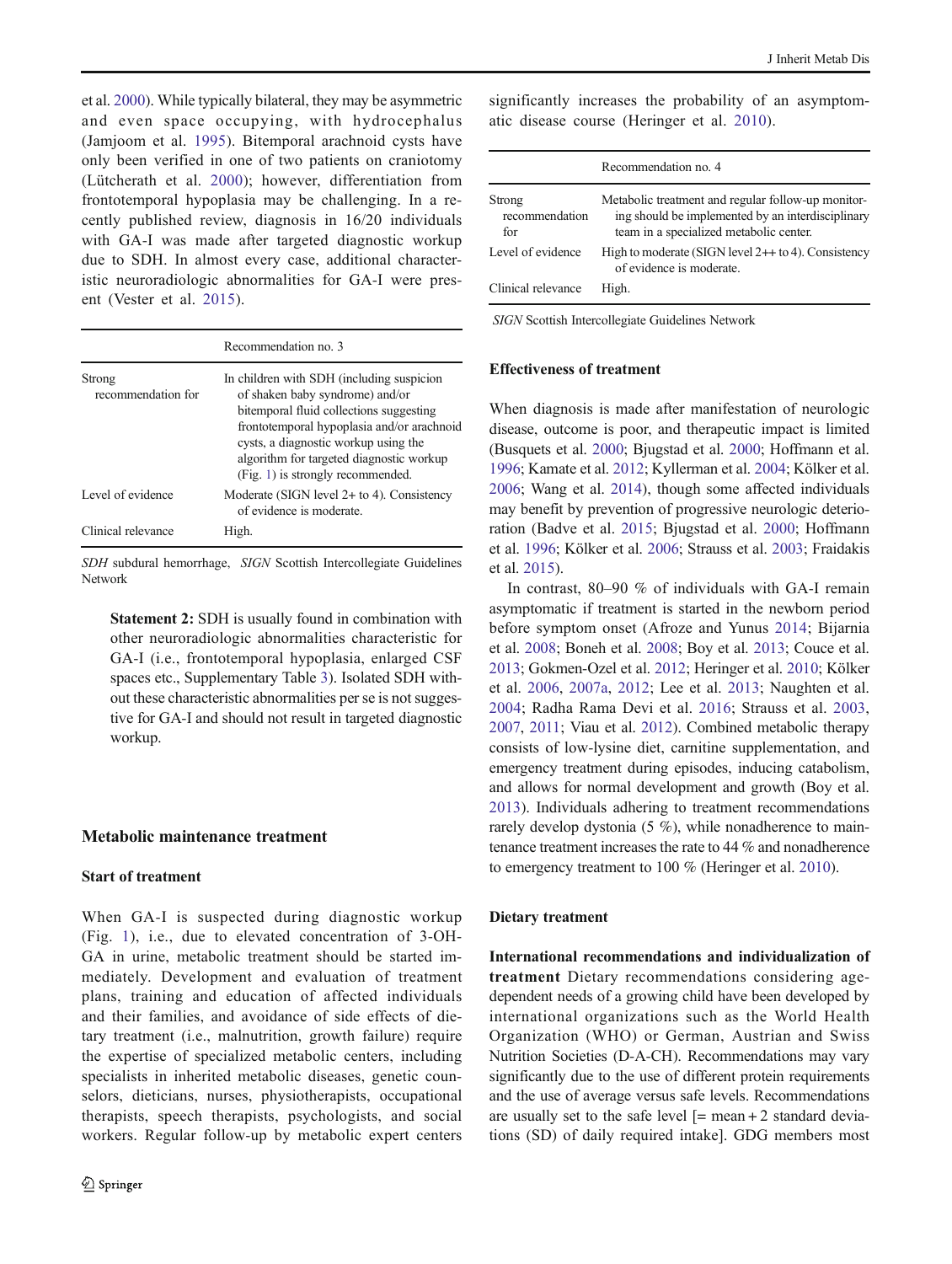et al. 2000). While typically bilateral, they may be asymmetric and even space occupying, with hydrocephalus (Jamjoom et al. 1995). Bitemporal arachnoid cysts have only been verified in one of two patients on craniotomy (Lütcherath et al. 2000); however, differentiation from frontotemporal hypoplasia may be challenging. In a recently published review, diagnosis in 16/20 individuals with GA-I was made after targeted diagnostic workup due to SDH. In almost every case, additional characteristic neuroradiologic abnormalities for GA-I were present (Vester et al. 2015).

| | Recommendation no. 3 |
|---|---|
| Strong recommendation for | In children with SDH (including suspicion of shaken baby syndrome) and/or bitemporal fluid collections suggesting frontotemporal hypoplasia and/or arachnoid cysts, a diagnostic workup using the algorithm for targeted diagnostic workup (Fig. 1) is strongly recommended. |
| Level of evidence | Moderate (SIGN level 2+ to 4). Consistency of evidence is moderate. |
| Clinical relevance | High. |

*SDH* subdural hemorrhage, *SIGN* Scottish Intercollegiate Guidelines Network

**Statement 2:** SDH is usually found in combination with other neuroradiologic abnormalities characteristic for GA-I (i.e., frontotemporal hypoplasia, enlarged CSF spaces etc., Supplementary Table 3). Isolated SDH without these characteristic abnormalities per se is not suggestive for GA-I and should not result in targeted diagnostic workup.

## Metabolic maintenance treatment

### Start of treatment

When GA-I is suspected during diagnostic workup (Fig. 1), i.e., due to elevated concentration of 3-OH-GA in urine, metabolic treatment should be started immediately. Development and evaluation of treatment plans, training and education of affected individuals and their families, and avoidance of side effects of dietary treatment (i.e., malnutrition, growth failure) require the expertise of specialized metabolic centers, including specialists in inherited metabolic diseases, genetic counselors, dieticians, nurses, physiotherapists, occupational therapists, speech therapists, psychologists, and social workers. Regular follow-up by metabolic expert centers significantly increases the probability of an asymptomatic disease course (Heringer et al. 2010).

| | Recommendation no. 4 |
|---|---|
| Strong recommendation for | Metabolic treatment and regular follow-up monitoring should be implemented by an interdisciplinary team in a specialized metabolic center. |
| Level of evidence | High to moderate (SIGN level 2++ to 4). Consistency of evidence is moderate. |
| Clinical relevance | High. |

*SIGN* Scottish Intercollegiate Guidelines Network

### Effectiveness of treatment

When diagnosis is made after manifestation of neurologic disease, outcome is poor, and therapeutic impact is limited (Busquets et al. 2000; Bjugstad et al. 2000; Hoffmann et al. 1996; Kamate et al. 2012; Kyllerman et al. 2004; Kölker et al. 2006; Wang et al. 2014), though some affected individuals may benefit by prevention of progressive neurologic deterioration (Badve et al. 2015; Bjugstad et al. 2000; Hoffmann et al. 1996; Kölker et al. 2006; Strauss et al. 2003; Fraidakis et al. 2015).

In contrast, 80–90 % of individuals with GA-I remain asymptomatic if treatment is started in the newborn period before symptom onset (Afroze and Yunus 2014; Bijarnia et al. 2008; Boneh et al. 2008; Boy et al. 2013; Couce et al. 2013; Gokmen-Ozel et al. 2012; Heringer et al. 2010; Kölker et al. 2006, 2007a, 2012; Lee et al. 2013; Naughten et al. 2004; Radha Rama Devi et al. 2016; Strauss et al. 2003, 2007, 2011; Viau et al. 2012). Combined metabolic therapy consists of low-lysine diet, carnitine supplementation, and emergency treatment during episodes, inducing catabolism, and allows for normal development and growth (Boy et al. 2013). Individuals adhering to treatment recommendations rarely develop dystonia (5 %), while nonadherence to maintenance treatment increases the rate to 44 % and nonadherence to emergency treatment to 100 % (Heringer et al. 2010).

### Dietary treatment

**International recommendations and individualization of treatment** Dietary recommendations considering age-dependent needs of a growing child have been developed by international organizations such as the World Health Organization (WHO) or German, Austrian and Swiss Nutrition Societies (D-A-CH). Recommendations may vary significantly due to the use of different protein requirements and the use of average versus safe levels. Recommendations are usually set to the safe level [= mean + 2 standard deviations (SD) of daily required intake]. GDG members most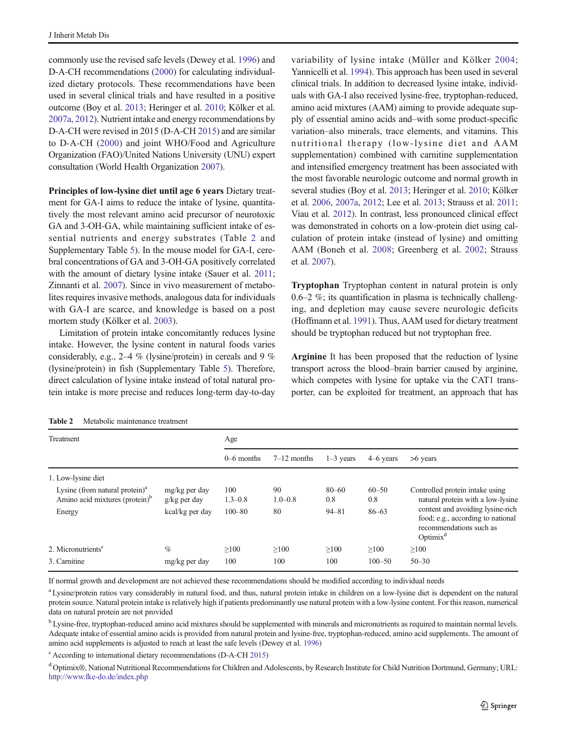commonly use the revised safe levels (Dewey et al. 1996) and D-A-CH recommendations (2000) for calculating individualized dietary protocols. These recommendations have been used in several clinical trials and have resulted in a positive outcome (Boy et al. 2013; Heringer et al. 2010; Kölker et al. 2007a, 2012). Nutrient intake and energy recommendations by D-A-CH were revised in 2015 (D-A-CH 2015) and are similar to D-A-CH (2000) and joint WHO/Food and Agriculture Organization (FAO)/United Nations University (UNU) expert consultation (World Health Organization 2007).

**Principles of low-lysine diet until age 6 years** Dietary treatment for GA-I aims to reduce the intake of lysine, quantitatively the most relevant amino acid precursor of neurotoxic GA and 3-OH-GA, while maintaining sufficient intake of essential nutrients and energy substrates (Table 2 and Supplementary Table 5). In the mouse model for GA-I, cerebral concentrations of GA and 3-OH-GA positively correlated with the amount of dietary lysine intake (Sauer et al. 2011; Zinnanti et al. 2007). Since in vivo measurement of metabolites requires invasive methods, analogous data for individuals with GA-I are scarce, and knowledge is based on a post mortem study (Kölker et al. 2003).

Limitation of protein intake concomitantly reduces lysine intake. However, the lysine content in natural foods varies considerably, e.g., 2–4 % (lysine/protein) in cereals and 9 % (lysine/protein) in fish (Supplementary Table 5). Therefore, direct calculation of lysine intake instead of total natural protein intake is more precise and reduces long-term day-to-day variability of lysine intake (Müller and Kölker 2004; Yannicelli et al. 1994). This approach has been used in several clinical trials. In addition to decreased lysine intake, individuals with GA-I also received lysine-free, tryptophan-reduced, amino acid mixtures (AAM) aiming to provide adequate supply of essential amino acids and–with some product-specific variation–also minerals, trace elements, and vitamins. This nutritional therapy (low-lysine diet and AAM supplementation) combined with carnitine supplementation and intensified emergency treatment has been associated with the most favorable neurologic outcome and normal growth in several studies (Boy et al. 2013; Heringer et al. 2010; Kölker et al. 2006, 2007a, 2012; Lee et al. 2013; Strauss et al. 2011; Viau et al. 2012). In contrast, less pronounced clinical effect was demonstrated in cohorts on a low-protein diet using calculation of protein intake (instead of lysine) and omitting AAM (Boneh et al. 2008; Greenberg et al. 2002; Strauss et al. 2007).

**Tryptophan** Tryptophan content in natural protein is only 0.6–2 %; its quantification in plasma is technically challenging, and depletion may cause severe neurologic deficits (Hoffmann et al. 1991). Thus, AAM used for dietary treatment should be tryptophan reduced but not tryptophan free.

**Arginine** It has been proposed that the reduction of lysine transport across the blood–brain barrier caused by arginine, which competes with lysine for uptake via the CAT1 transporter, can be exploited for treatment, an approach that has

**Table 2** Metabolic maintenance treatment

| Treatment | | Age | | | | |
|---|---|---|---|---|---|---|
| | | 0–6 months | 7–12 months | 1–3 years | 4–6 years | >6 years |
| 1. Low-lysine diet | | | | | | |
| Lysine (from natural protein)[a] | mg/kg per day | 100 | 90 | 80–60 | 60–50 | Controlled protein intake using natural protein with a low-lysine content and avoiding lysine-rich food; e.g., according to national recommendations such as Optimix[d] |
| Amino acid mixtures (protein)[b] | g/kg per day | 1.3–0.8 | 1.0–0.8 | 0.8 | 0.8 | |
| Energy | kcal/kg per day | 100–80 | 80 | 94–81 | 86–63 | |
| 2. Micronutrients[c] | % | ≥100 | ≥100 | ≥100 | ≥100 | ≥100 |
| 3. Carnitine | mg/kg per day | 100 | 100 | 100 | 100–50 | 50–30 |

If normal growth and development are not achieved these recommendations should be modified according to individual needs

[a] Lysine/protein ratios vary considerably in natural food, and thus, natural protein intake in children on a low-lysine diet is dependent on the natural protein source. Natural protein intake is relatively high if patients predominantly use natural protein with a low-lysine content. For this reason, numerical data on natural protein are not provided

[b] Lysine-free, tryptophan-reduced amino acid mixtures should be supplemented with minerals and micronutrients as required to maintain normal levels. Adequate intake of essential amino acids is provided from natural protein and lysine-free, tryptophan-reduced, amino acid supplements. The amount of amino acid supplements is adjusted to reach at least the safe levels (Dewey et al. 1996)

[c] According to international dietary recommendations (D-A-CH 2015)

[d] Optimix®, National Nutritional Recommendations for Children and Adolescents, by Research Institute for Child Nutrition Dortmund, Germany; URL: http://www.fke-do.de/index.php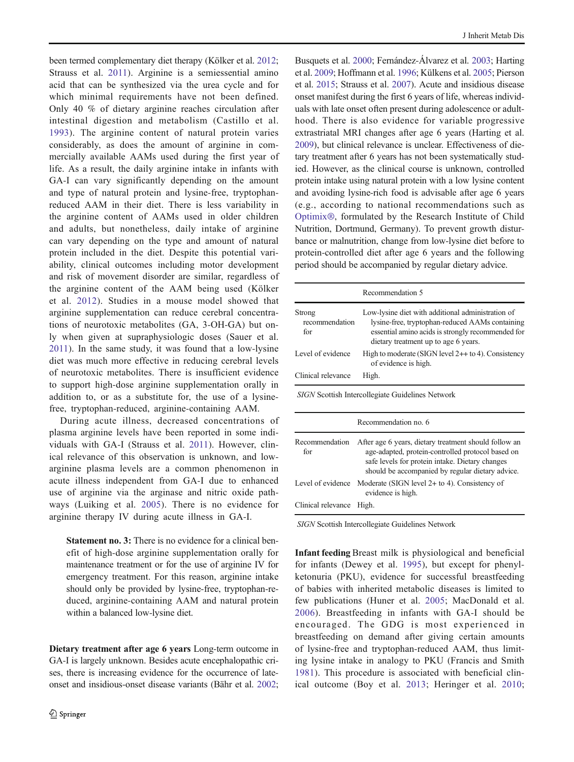been termed complementary diet therapy (Kölker et al. 2012; Strauss et al. 2011). Arginine is a semiessential amino acid that can be synthesized via the urea cycle and for which minimal requirements have not been defined. Only 40 % of dietary arginine reaches circulation after intestinal digestion and metabolism (Castillo et al. 1993). The arginine content of natural protein varies considerably, as does the amount of arginine in commercially available AAMs used during the first year of life. As a result, the daily arginine intake in infants with GA-I can vary significantly depending on the amount and type of natural protein and lysine-free, tryptophan-reduced AAM in their diet. There is less variability in the arginine content of AAMs used in older children and adults, but nonetheless, daily intake of arginine can vary depending on the type and amount of natural protein included in the diet. Despite this potential variability, clinical outcomes including motor development and risk of movement disorder are similar, regardless of the arginine content of the AAM being used (Kölker et al. 2012). Studies in a mouse model showed that arginine supplementation can reduce cerebral concentrations of neurotoxic metabolites (GA, 3-OH-GA) but only when given at supraphysiologic doses (Sauer et al. 2011). In the same study, it was found that a low-lysine diet was much more effective in reducing cerebral levels of neurotoxic metabolites. There is insufficient evidence to support high-dose arginine supplementation orally in addition to, or as a substitute for, the use of a lysine-free, tryptophan-reduced, arginine-containing AAM.

During acute illness, decreased concentrations of plasma arginine levels have been reported in some individuals with GA-I (Strauss et al. 2011). However, clinical relevance of this observation is unknown, and low-arginine plasma levels are a common phenomenon in acute illness independent from GA-I due to enhanced use of arginine via the arginase and nitric oxide pathways (Luiking et al. 2005). There is no evidence for arginine therapy IV during acute illness in GA-I.

> **Statement no. 3:** There is no evidence for a clinical benefit of high-dose arginine supplementation orally for maintenance treatment or for the use of arginine IV for emergency treatment. For this reason, arginine intake should only be provided by lysine-free, tryptophan-reduced, arginine-containing AAM and natural protein within a balanced low-lysine diet.

**Dietary treatment after age 6 years** Long-term outcome in GA-I is largely unknown. Besides acute encephalopathic crises, there is increasing evidence for the occurrence of late-onset and insidious-onset disease variants (Bähr et al. 2002; Busquets et al. 2000; Fernández-Álvarez et al. 2003; Harting et al. 2009; Hoffmann et al. 1996; Külkens et al. 2005; Pierson et al. 2015; Strauss et al. 2007). Acute and insidious disease onset manifest during the first 6 years of life, whereas individuals with late onset often present during adolescence or adulthood. There is also evidence for variable progressive extrastriatal MRI changes after age 6 years (Harting et al. 2009), but clinical relevance is unclear. Effectiveness of dietary treatment after 6 years has not been systematically studied. However, as the clinical course is unknown, controlled protein intake using natural protein with a low lysine content and avoiding lysine-rich food is advisable after age 6 years (e.g., according to national recommendations such as Optimix®, formulated by the Research Institute of Child Nutrition, Dortmund, Germany). To prevent growth disturbance or malnutrition, change from low-lysine diet before to protein-controlled diet after age 6 years and the following period should be accompanied by regular dietary advice.

| | Recommendation 5 |
|---|---|
| Strong recommendation for | Low-lysine diet with additional administration of lysine-free, tryptophan-reduced AAMs containing essential amino acids is strongly recommended for dietary treatment up to age 6 years. |
| Level of evidence | High to moderate (SIGN level 2++ to 4). Consistency of evidence is high. |
| Clinical relevance | High. |

*SIGN* Scottish Intercollegiate Guidelines Network

| | Recommendation no. 6 |
|---|---|
| Recommendation for | After age 6 years, dietary treatment should follow an age-adapted, protein-controlled protocol based on safe levels for protein intake. Dietary changes should be accompanied by regular dietary advice. |
| Level of evidence | Moderate (SIGN level 2+ to 4). Consistency of evidence is high. |
| Clinical relevance | High. |

*SIGN* Scottish Intercollegiate Guidelines Network

**Infant feeding** Breast milk is physiological and beneficial for infants (Dewey et al. 1995), but except for phenylketonuria (PKU), evidence for successful breastfeeding of babies with inherited metabolic diseases is limited to few publications (Huner et al. 2005; MacDonald et al. 2006). Breastfeeding in infants with GA-I should be encouraged. The GDG is most experienced in breastfeeding on demand after giving certain amounts of lysine-free and tryptophan-reduced AAM, thus limiting lysine intake in analogy to PKU (Francis and Smith 1981). This procedure is associated with beneficial clinical outcome (Boy et al. 2013; Heringer et al. 2010;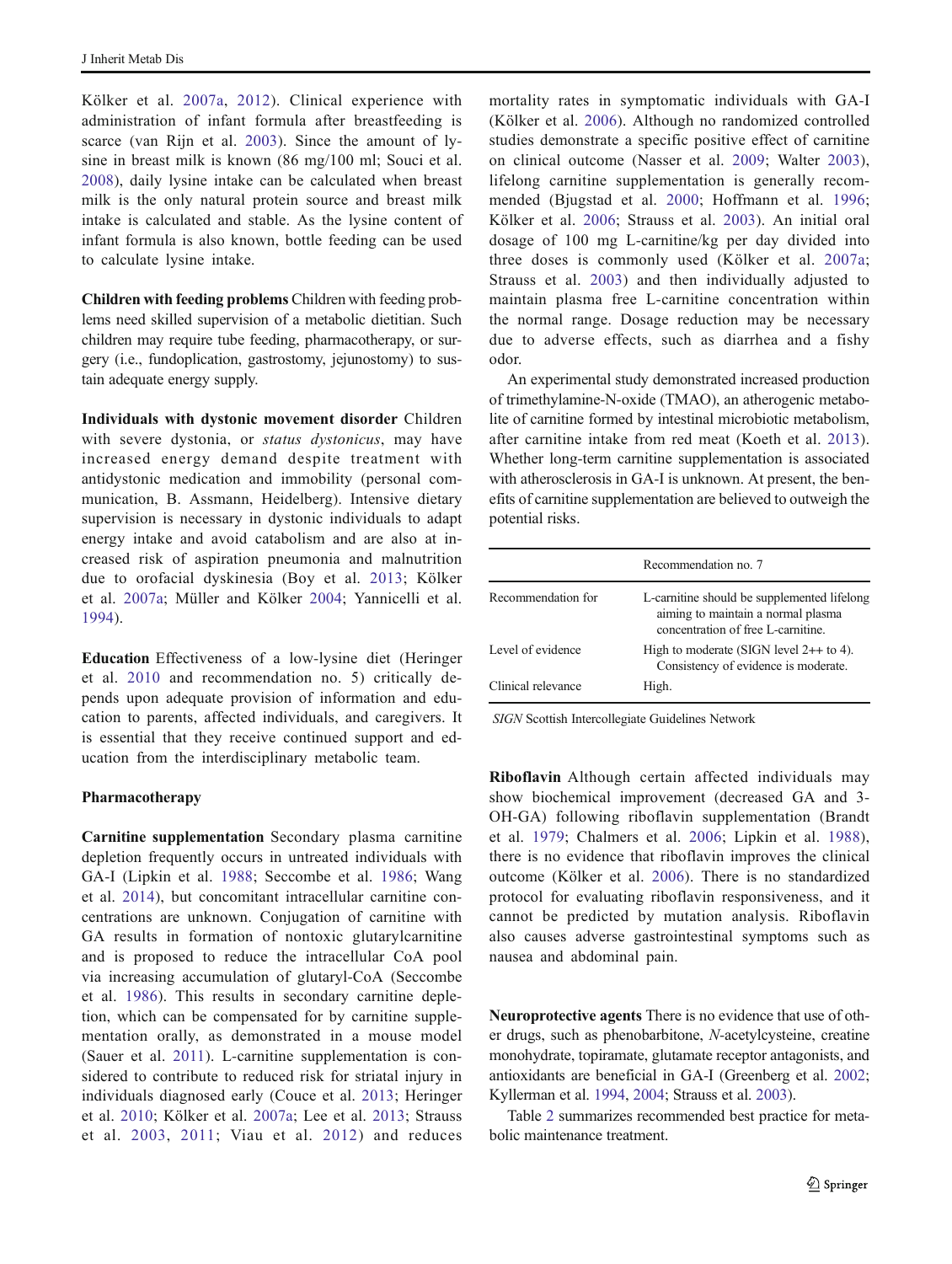Kölker et al. 2007a, 2012). Clinical experience with administration of infant formula after breastfeeding is scarce (van Rijn et al. 2003). Since the amount of lysine in breast milk is known (86 mg/100 ml; Souci et al. 2008), daily lysine intake can be calculated when breast milk is the only natural protein source and breast milk intake is calculated and stable. As the lysine content of infant formula is also known, bottle feeding can be used to calculate lysine intake.

**Children with feeding problems** Children with feeding problems need skilled supervision of a metabolic dietitian. Such children may require tube feeding, pharmacotherapy, or surgery (i.e., fundoplication, gastrostomy, jejunostomy) to sustain adequate energy supply.

**Individuals with dystonic movement disorder** Children with severe dystonia, or *status dystonicus*, may have increased energy demand despite treatment with antidystonic medication and immobility (personal communication, B. Assmann, Heidelberg). Intensive dietary supervision is necessary in dystonic individuals to adapt energy intake and avoid catabolism and are also at increased risk of aspiration pneumonia and malnutrition due to orofacial dyskinesia (Boy et al. 2013; Kölker et al. 2007a; Müller and Kölker 2004; Yannicelli et al. 1994).

**Education** Effectiveness of a low-lysine diet (Heringer et al. 2010 and recommendation no. 5) critically depends upon adequate provision of information and education to parents, affected individuals, and caregivers. It is essential that they receive continued support and education from the interdisciplinary metabolic team.

### Pharmacotherapy

**Carnitine supplementation** Secondary plasma carnitine depletion frequently occurs in untreated individuals with GA-I (Lipkin et al. 1988; Seccombe et al. 1986; Wang et al. 2014), but concomitant intracellular carnitine concentrations are unknown. Conjugation of carnitine with GA results in formation of nontoxic glutarylcarnitine and is proposed to reduce the intracellular CoA pool via increasing accumulation of glutaryl-CoA (Seccombe et al. 1986). This results in secondary carnitine depletion, which can be compensated for by carnitine supplementation orally, as demonstrated in a mouse model (Sauer et al. 2011). L-carnitine supplementation is considered to contribute to reduced risk for striatal injury in individuals diagnosed early (Couce et al. 2013; Heringer et al. 2010; Kölker et al. 2007a; Lee et al. 2013; Strauss et al. 2003, 2011; Viau et al. 2012) and reduces mortality rates in symptomatic individuals with GA-I (Kölker et al. 2006). Although no randomized controlled studies demonstrate a specific positive effect of carnitine on clinical outcome (Nasser et al. 2009; Walter 2003), lifelong carnitine supplementation is generally recommended (Bjugstad et al. 2000; Hoffmann et al. 1996; Kölker et al. 2006; Strauss et al. 2003). An initial oral dosage of 100 mg L-carnitine/kg per day divided into three doses is commonly used (Kölker et al. 2007a; Strauss et al. 2003) and then individually adjusted to maintain plasma free L-carnitine concentration within the normal range. Dosage reduction may be necessary due to adverse effects, such as diarrhea and a fishy odor.

An experimental study demonstrated increased production of trimethylamine-N-oxide (TMAO), an atherogenic metabolite of carnitine formed by intestinal microbiotic metabolism, after carnitine intake from red meat (Koeth et al. 2013). Whether long-term carnitine supplementation is associated with atherosclerosis in GA-I is unknown. At present, the benefits of carnitine supplementation are believed to outweigh the potential risks.

| | Recommendation no. 7 |
|---|---|
| Recommendation for | L-carnitine should be supplemented lifelong aiming to maintain a normal plasma concentration of free L-carnitine. |
| Level of evidence | High to moderate (SIGN level 2++ to 4). Consistency of evidence is moderate. |
| Clinical relevance | High. |

*SIGN* Scottish Intercollegiate Guidelines Network

**Riboflavin** Although certain affected individuals may show biochemical improvement (decreased GA and 3-OH-GA) following riboflavin supplementation (Brandt et al. 1979; Chalmers et al. 2006; Lipkin et al. 1988), there is no evidence that riboflavin improves the clinical outcome (Kölker et al. 2006). There is no standardized protocol for evaluating riboflavin responsiveness, and it cannot be predicted by mutation analysis. Riboflavin also causes adverse gastrointestinal symptoms such as nausea and abdominal pain.

**Neuroprotective agents** There is no evidence that use of other drugs, such as phenobarbitone, *N*-acetylcysteine, creatine monohydrate, topiramate, glutamate receptor antagonists, and antioxidants are beneficial in GA-I (Greenberg et al. 2002; Kyllerman et al. 1994, 2004; Strauss et al. 2003).

Table 2 summarizes recommended best practice for metabolic maintenance treatment.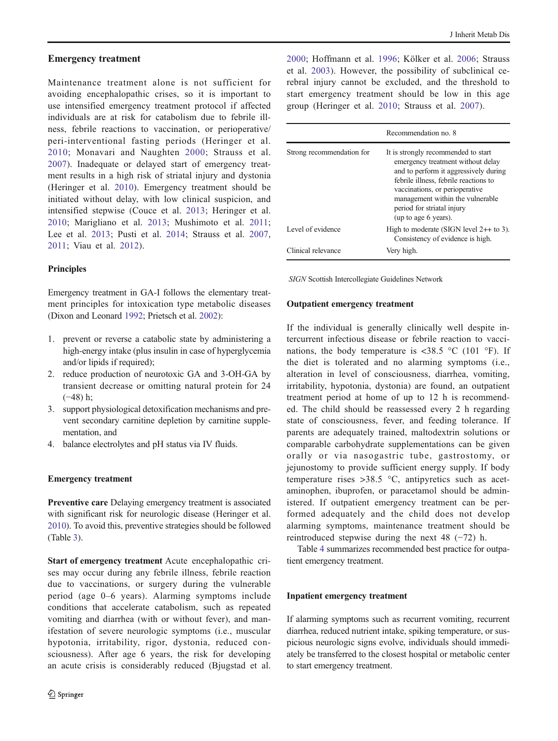## Emergency treatment

Maintenance treatment alone is not sufficient for avoiding encephalopathic crises, so it is important to use intensified emergency treatment protocol if affected individuals are at risk for catabolism due to febrile illness, febrile reactions to vaccination, or perioperative/peri-interventional fasting periods (Heringer et al. 2010; Monavari and Naughten 2000; Strauss et al. 2007). Inadequate or delayed start of emergency treatment results in a high risk of striatal injury and dystonia (Heringer et al. 2010). Emergency treatment should be initiated without delay, with low clinical suspicion, and intensified stepwise (Couce et al. 2013; Heringer et al. 2010; Marigliano et al. 2013; Mushimoto et al. 2011; Lee et al. 2013; Pusti et al. 2014; Strauss et al. 2007, 2011; Viau et al. 2012).

### Principles

Emergency treatment in GA-I follows the elementary treatment principles for intoxication type metabolic diseases (Dixon and Leonard 1992; Prietsch et al. 2002):

1. prevent or reverse a catabolic state by administering a high-energy intake (plus insulin in case of hyperglycemia and/or lipids if required);
2. reduce production of neurotoxic GA and 3-OH-GA by transient decrease or omitting natural protein for 24 (−48) h;
3. support physiological detoxification mechanisms and prevent secondary carnitine depletion by carnitine supplementation, and
4. balance electrolytes and pH status via IV fluids.

### Emergency treatment

**Preventive care** Delaying emergency treatment is associated with significant risk for neurologic disease (Heringer et al. 2010). To avoid this, preventive strategies should be followed (Table 3).

**Start of emergency treatment** Acute encephalopathic crises may occur during any febrile illness, febrile reaction due to vaccinations, or surgery during the vulnerable period (age 0–6 years). Alarming symptoms include conditions that accelerate catabolism, such as repeated vomiting and diarrhea (with or without fever), and manifestation of severe neurologic symptoms (i.e., muscular hypotonia, irritability, rigor, dystonia, reduced consciousness). After age 6 years, the risk for developing an acute crisis is considerably reduced (Bjugstad et al. 2000; Hoffmann et al. 1996; Kölker et al. 2006; Strauss et al. 2003). However, the possibility of subclinical cerebral injury cannot be excluded, and the threshold to start emergency treatment should be low in this age group (Heringer et al. 2010; Strauss et al. 2007).

| | Recommendation no. 8 |
|---|---|
| Strong recommendation for | It is strongly recommended to start emergency treatment without delay and to perform it aggressively during febrile illness, febrile reactions to vaccinations, or perioperative management within the vulnerable period for striatal injury (up to age 6 years). |
| Level of evidence | High to moderate (SIGN level 2++ to 3). Consistency of evidence is high. |
| Clinical relevance | Very high. |

*SIGN* Scottish Intercollegiate Guidelines Network

### Outpatient emergency treatment

If the individual is generally clinically well despite intercurrent infectious disease or febrile reaction to vaccinations, the body temperature is <38.5 °C (101 °F). If the diet is tolerated and no alarming symptoms (i.e., alteration in level of consciousness, diarrhea, vomiting, irritability, hypotonia, dystonia) are found, an outpatient treatment period at home of up to 12 h is recommended. The child should be reassessed every 2 h regarding state of consciousness, fever, and feeding tolerance. If parents are adequately trained, maltodextrin solutions or comparable carbohydrate supplementations can be given orally or via nasogastric tube, gastrostomy, or jejunostomy to provide sufficient energy supply. If body temperature rises >38.5 °C, antipyretics such as acetaminophen, ibuprofen, or paracetamol should be administered. If outpatient emergency treatment can be performed adequately and the child does not develop alarming symptoms, maintenance treatment should be reintroduced stepwise during the next 48 (−72) h.

Table 4 summarizes recommended best practice for outpatient emergency treatment.

### Inpatient emergency treatment

If alarming symptoms such as recurrent vomiting, recurrent diarrhea, reduced nutrient intake, spiking temperature, or suspicious neurologic signs evolve, individuals should immediately be transferred to the closest hospital or metabolic center to start emergency treatment.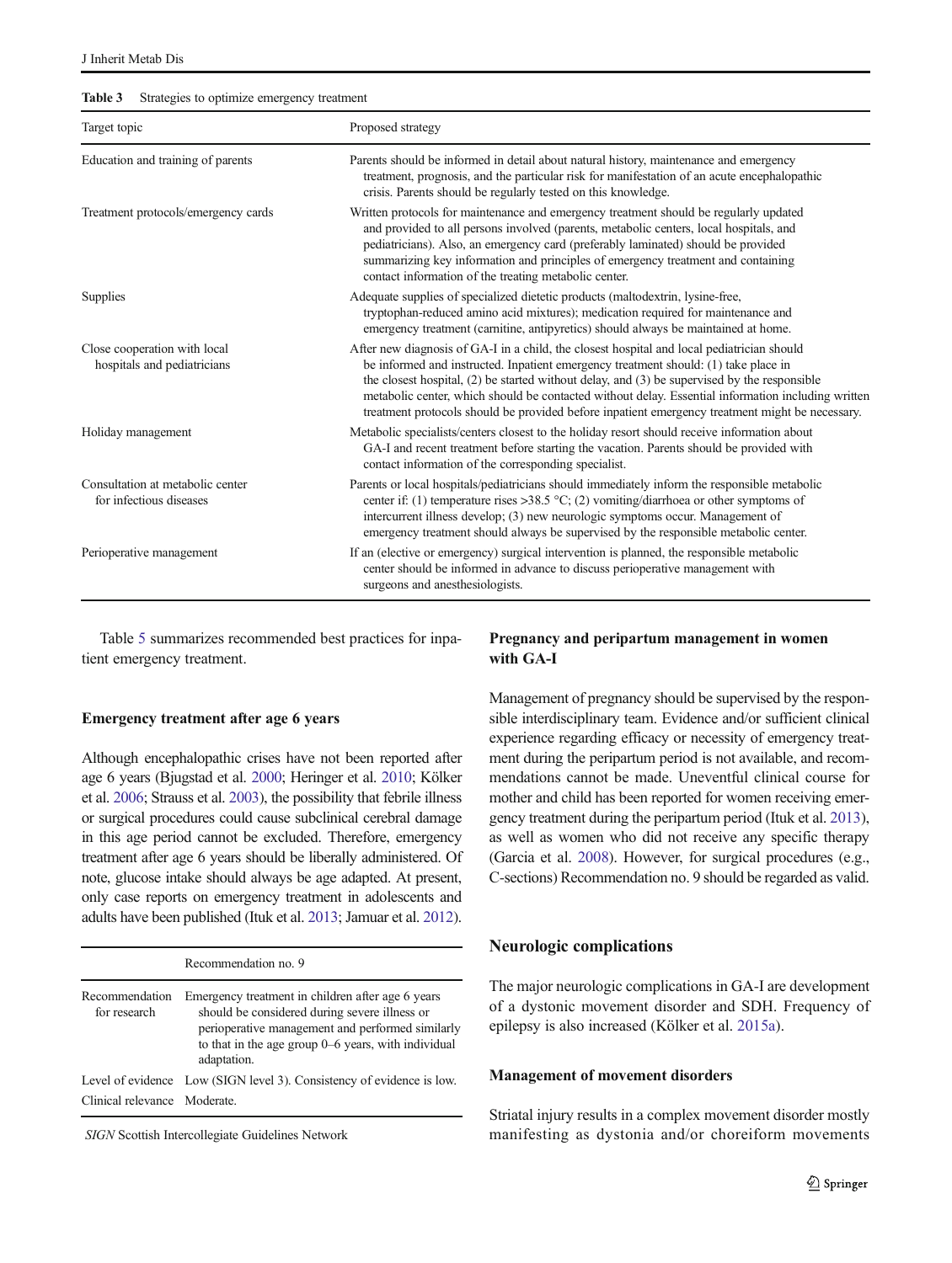**Table 3** Strategies to optimize emergency treatment

| Target topic | Proposed strategy |
| --- | --- |
| Education and training of parents | Parents should be informed in detail about natural history, maintenance and emergency treatment, prognosis, and the particular risk for manifestation of an acute encephalopathic crisis. Parents should be regularly tested on this knowledge. |
| Treatment protocols/emergency cards | Written protocols for maintenance and emergency treatment should be regularly updated and provided to all persons involved (parents, metabolic centers, local hospitals, and pediatricians). Also, an emergency card (preferably laminated) should be provided summarizing key information and principles of emergency treatment and containing contact information of the treating metabolic center. |
| Supplies | Adequate supplies of specialized dietetic products (maltodextrin, lysine-free, tryptophan-reduced amino acid mixtures); medication required for maintenance and emergency treatment (carnitine, antipyretics) should always be maintained at home. |
| Close cooperation with local hospitals and pediatricians | After new diagnosis of GA-I in a child, the closest hospital and local pediatrician should be informed and instructed. Inpatient emergency treatment should: (1) take place in the closest hospital, (2) be started without delay, and (3) be supervised by the responsible metabolic center, which should be contacted without delay. Essential information including written treatment protocols should be provided before inpatient emergency treatment might be necessary. |
| Holiday management | Metabolic specialists/centers closest to the holiday resort should receive information about GA-I and recent treatment before starting the vacation. Parents should be provided with contact information of the corresponding specialist. |
| Consultation at metabolic center for infectious diseases | Parents or local hospitals/pediatricians should immediately inform the responsible metabolic center if: (1) temperature rises >38.5 °C; (2) vomiting/diarrhoea or other symptoms of intercurrent illness develop; (3) new neurologic symptoms occur. Management of emergency treatment should always be supervised by the responsible metabolic center. |
| Perioperative management | If an (elective or emergency) surgical intervention is planned, the responsible metabolic center should be informed in advance to discuss perioperative management with surgeons and anesthesiologists. |

Table 5 summarizes recommended best practices for inpatient emergency treatment.

### Emergency treatment after age 6 years

Although encephalopathic crises have not been reported after age 6 years (Bjugstad et al. 2000; Heringer et al. 2010; Kölker et al. 2006; Strauss et al. 2003), the possibility that febrile illness or surgical procedures could cause subclinical cerebral damage in this age period cannot be excluded. Therefore, emergency treatment after age 6 years should be liberally administered. Of note, glucose intake should always be age adapted. At present, only case reports on emergency treatment in adolescents and adults have been published (Ituk et al. 2013; Jamuar et al. 2012).

| | Recommendation no. 9 |
| --- | --- |
| Recommendation for research | Emergency treatment in children after age 6 years should be considered during severe illness or perioperative management and performed similarly to that in the age group 0–6 years, with individual adaptation. |
| Level of evidence | Low (SIGN level 3). Consistency of evidence is low. |
| Clinical relevance | Moderate. |

*SIGN* Scottish Intercollegiate Guidelines Network

### Pregnancy and peripartum management in women with GA-I

Management of pregnancy should be supervised by the responsible interdisciplinary team. Evidence and/or sufficient clinical experience regarding efficacy or necessity of emergency treatment during the peripartum period is not available, and recommendations cannot be made. Uneventful clinical course for mother and child has been reported for women receiving emergency treatment during the peripartum period (Ituk et al. 2013), as well as women who did not receive any specific therapy (Garcia et al. 2008). However, for surgical procedures (e.g., C-sections) Recommendation no. 9 should be regarded as valid.

## Neurologic complications

The major neurologic complications in GA-I are development of a dystonic movement disorder and SDH. Frequency of epilepsy is also increased (Kölker et al. 2015a).

### Management of movement disorders

Striatal injury results in a complex movement disorder mostly manifesting as dystonia and/or choreiform movements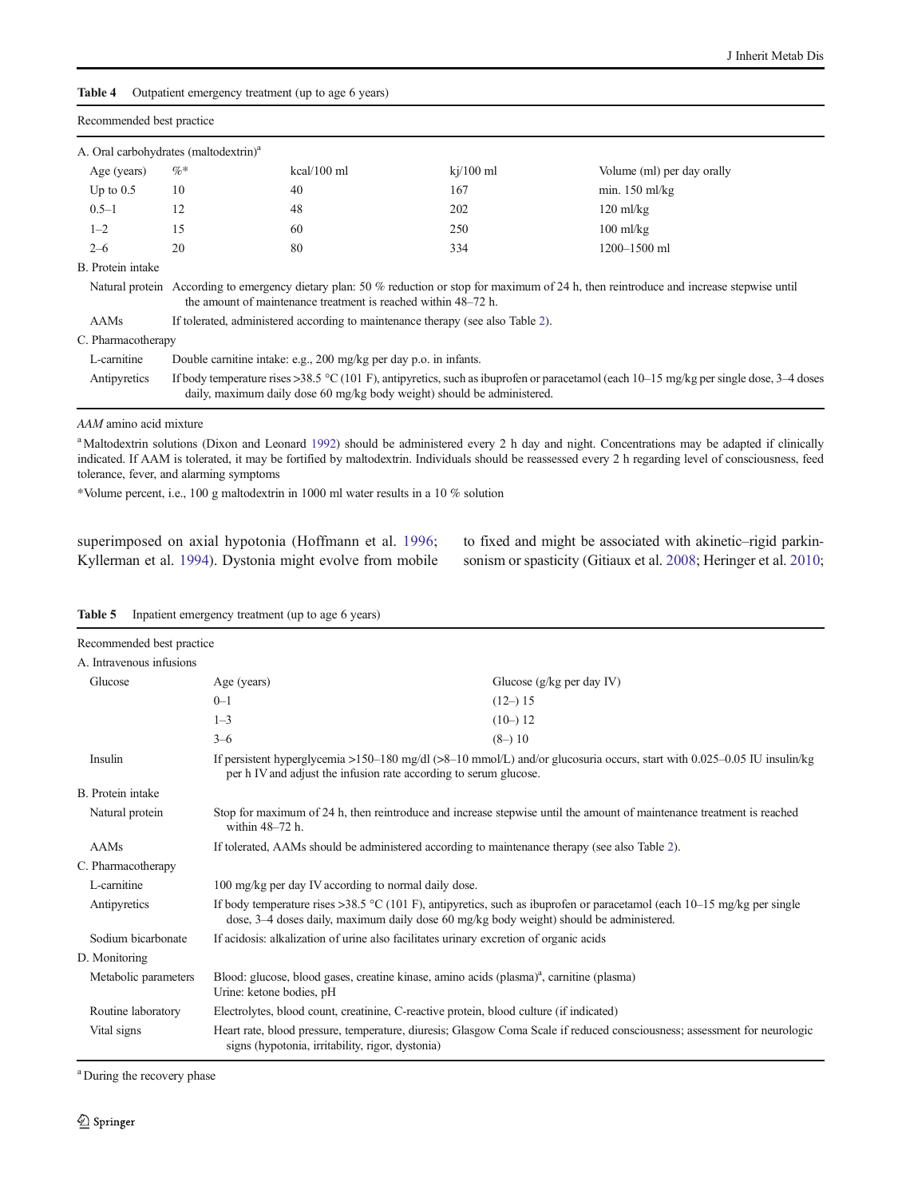**Table 4** Outpatient emergency treatment (up to age 6 years)

| Recommended best practice | | | | |
|---|---|---|---|---|
| A. Oral carbohydrates (maltodextrin)[a] | | | | |
| Age (years) | %* | kcal/100 ml | kj/100 ml | Volume (ml) per day orally |
| Up to 0.5 | 10 | 40 | 167 | min. 150 ml/kg |
| 0.5–1 | 12 | 48 | 202 | 120 ml/kg |
| 1–2 | 15 | 60 | 250 | 100 ml/kg |
| 2–6 | 20 | 80 | 334 | 1200–1500 ml |
| B. Protein intake | | | | |
| Natural protein | According to emergency dietary plan: 50 % reduction or stop for maximum of 24 h, then reintroduce and increase stepwise until the amount of maintenance treatment is reached within 48–72 h. | | | |
| AAMs | If tolerated, administered according to maintenance therapy (see also Table 2). | | | |
| C. Pharmacotherapy | | | | |
| L-carnitine | Double carnitine intake: e.g., 200 mg/kg per day p.o. in infants. | | | |
| Antipyretics | If body temperature rises >38.5 °C (101 F), antipyretics, such as ibuprofen or paracetamol (each 10–15 mg/kg per single dose, 3–4 doses daily, maximum daily dose 60 mg/kg body weight) should be administered. | | | |

*AAM* amino acid mixture

[a] Maltodextrin solutions (Dixon and Leonard 1992) should be administered every 2 h day and night. Concentrations may be adapted if clinically indicated. If AAM is tolerated, it may be fortified by maltodextrin. Individuals should be reassessed every 2 h regarding level of consciousness, feed tolerance, fever, and alarming symptoms

*Volume percent, i.e., 100 g maltodextrin in 1000 ml water results in a 10 % solution

superimposed on axial hypotonia (Hoffmann et al. 1996; Kyllerman et al. 1994). Dystonia might evolve from mobile to fixed and might be associated with akinetic–rigid parkinsonism or spasticity (Gitiaux et al. 2008; Heringer et al. 2010;

**Table 5** Inpatient emergency treatment (up to age 6 years)

| Recommended best practice | | |
|---|---|---|
| A. Intravenous infusions | | |
| Glucose | Age (years) | Glucose (g/kg per day IV) |
| | 0–1 | (12–) 15 |
| | 1–3 | (10–) 12 |
| | 3–6 | (8–) 10 |
| Insulin | If persistent hyperglycemia >150–180 mg/dl (>8–10 mmol/L) and/or glucosuria occurs, start with 0.025–0.05 IU insulin/kg per h IV and adjust the infusion rate according to serum glucose. | |
| B. Protein intake | | |
| Natural protein | Stop for maximum of 24 h, then reintroduce and increase stepwise until the amount of maintenance treatment is reached within 48–72 h. | |
| AAMs | If tolerated, AAMs should be administered according to maintenance therapy (see also Table 2). | |
| C. Pharmacotherapy | | |
| L-carnitine | 100 mg/kg per day IV according to normal daily dose. | |
| Antipyretics | If body temperature rises >38.5 °C (101 F), antipyretics, such as ibuprofen or paracetamol (each 10–15 mg/kg per single dose, 3–4 doses daily, maximum daily dose 60 mg/kg body weight) should be administered. | |
| Sodium bicarbonate | If acidosis: alkalization of urine also facilitates urinary excretion of organic acids | |
| D. Monitoring | | |
| Metabolic parameters | Blood: glucose, blood gases, creatine kinase, amino acids (plasma)[a], carnitine (plasma)<br>Urine: ketone bodies, pH | |
| Routine laboratory | Electrolytes, blood count, creatinine, C-reactive protein, blood culture (if indicated) | |
| Vital signs | Heart rate, blood pressure, temperature, diuresis; Glasgow Coma Scale if reduced consciousness; assessment for neurologic signs (hypotonia, irritability, rigor, dystonia) | |

[a] During the recovery phase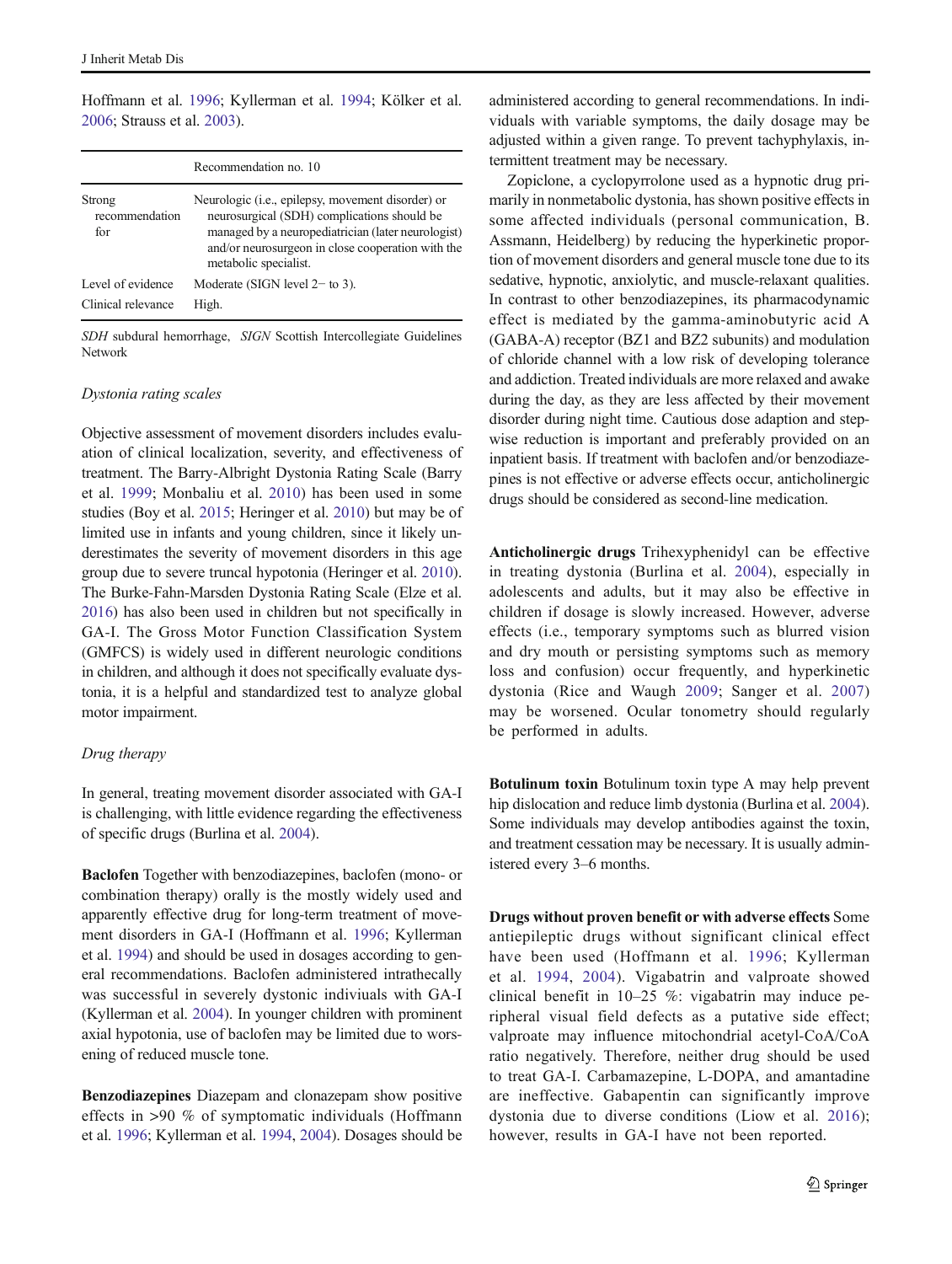Hoffmann et al. 1996; Kyllerman et al. 1994; Kölker et al. 2006; Strauss et al. 2003).

| | Recommendation no. 10 |
|---|---|
| Strong recommendation for | Neurologic (i.e., epilepsy, movement disorder) or neurosurgical (SDH) complications should be managed by a neuropediatrician (later neurologist) and/or neurosurgeon in close cooperation with the metabolic specialist. |
| Level of evidence | Moderate (SIGN level 2− to 3). |
| Clinical relevance | High. |

*SDH* subdural hemorrhage, *SIGN* Scottish Intercollegiate Guidelines Network

*Dystonia rating scales*

Objective assessment of movement disorders includes evaluation of clinical localization, severity, and effectiveness of treatment. The Barry-Albright Dystonia Rating Scale (Barry et al. 1999; Monbaliu et al. 2010) has been used in some studies (Boy et al. 2015; Heringer et al. 2010) but may be of limited use in infants and young children, since it likely underestimates the severity of movement disorders in this age group due to severe truncal hypotonia (Heringer et al. 2010). The Burke-Fahn-Marsden Dystonia Rating Scale (Elze et al. 2016) has also been used in children but not specifically in GA-I. The Gross Motor Function Classification System (GMFCS) is widely used in different neurologic conditions in children, and although it does not specifically evaluate dystonia, it is a helpful and standardized test to analyze global motor impairment.

*Drug therapy*

In general, treating movement disorder associated with GA-I is challenging, with little evidence regarding the effectiveness of specific drugs (Burlina et al. 2004).

**Baclofen** Together with benzodiazepines, baclofen (mono- or combination therapy) orally is the mostly widely used and apparently effective drug for long-term treatment of movement disorders in GA-I (Hoffmann et al. 1996; Kyllerman et al. 1994) and should be used in dosages according to general recommendations. Baclofen administered intrathecally was successful in severely dystonic indiviuals with GA-I (Kyllerman et al. 2004). In younger children with prominent axial hypotonia, use of baclofen may be limited due to worsening of reduced muscle tone.

**Benzodiazepines** Diazepam and clonazepam show positive effects in >90 % of symptomatic individuals (Hoffmann et al. 1996; Kyllerman et al. 1994, 2004). Dosages should be administered according to general recommendations. In individuals with variable symptoms, the daily dosage may be adjusted within a given range. To prevent tachyphylaxis, intermittent treatment may be necessary.

Zopiclone, a cyclopyrrolone used as a hypnotic drug primarily in nonmetabolic dystonia, has shown positive effects in some affected individuals (personal communication, B. Assmann, Heidelberg) by reducing the hyperkinetic proportion of movement disorders and general muscle tone due to its sedative, hypnotic, anxiolytic, and muscle-relaxant qualities. In contrast to other benzodiazepines, its pharmacodynamic effect is mediated by the gamma-aminobutyric acid A (GABA-A) receptor (BZ1 and BZ2 subunits) and modulation of chloride channel with a low risk of developing tolerance and addiction. Treated individuals are more relaxed and awake during the day, as they are less affected by their movement disorder during night time. Cautious dose adaption and stepwise reduction is important and preferably provided on an inpatient basis. If treatment with baclofen and/or benzodiazepines is not effective or adverse effects occur, anticholinergic drugs should be considered as second-line medication.

**Anticholinergic drugs** Trihexyphenidyl can be effective in treating dystonia (Burlina et al. 2004), especially in adolescents and adults, but it may also be effective in children if dosage is slowly increased. However, adverse effects (i.e., temporary symptoms such as blurred vision and dry mouth or persisting symptoms such as memory loss and confusion) occur frequently, and hyperkinetic dystonia (Rice and Waugh 2009; Sanger et al. 2007) may be worsened. Ocular tonometry should regularly be performed in adults.

**Botulinum toxin** Botulinum toxin type A may help prevent hip dislocation and reduce limb dystonia (Burlina et al. 2004). Some individuals may develop antibodies against the toxin, and treatment cessation may be necessary. It is usually administered every 3–6 months.

**Drugs without proven benefit or with adverse effects** Some antiepileptic drugs without significant clinical effect have been used (Hoffmann et al. 1996; Kyllerman et al. 1994, 2004). Vigabatrin and valproate showed clinical benefit in 10–25 %: vigabatrin may induce peripheral visual field defects as a putative side effect; valproate may influence mitochondrial acetyl-CoA/CoA ratio negatively. Therefore, neither drug should be used to treat GA-I. Carbamazepine, L-DOPA, and amantadine are ineffective. Gabapentin can significantly improve dystonia due to diverse conditions (Liow et al. 2016); however, results in GA-I have not been reported.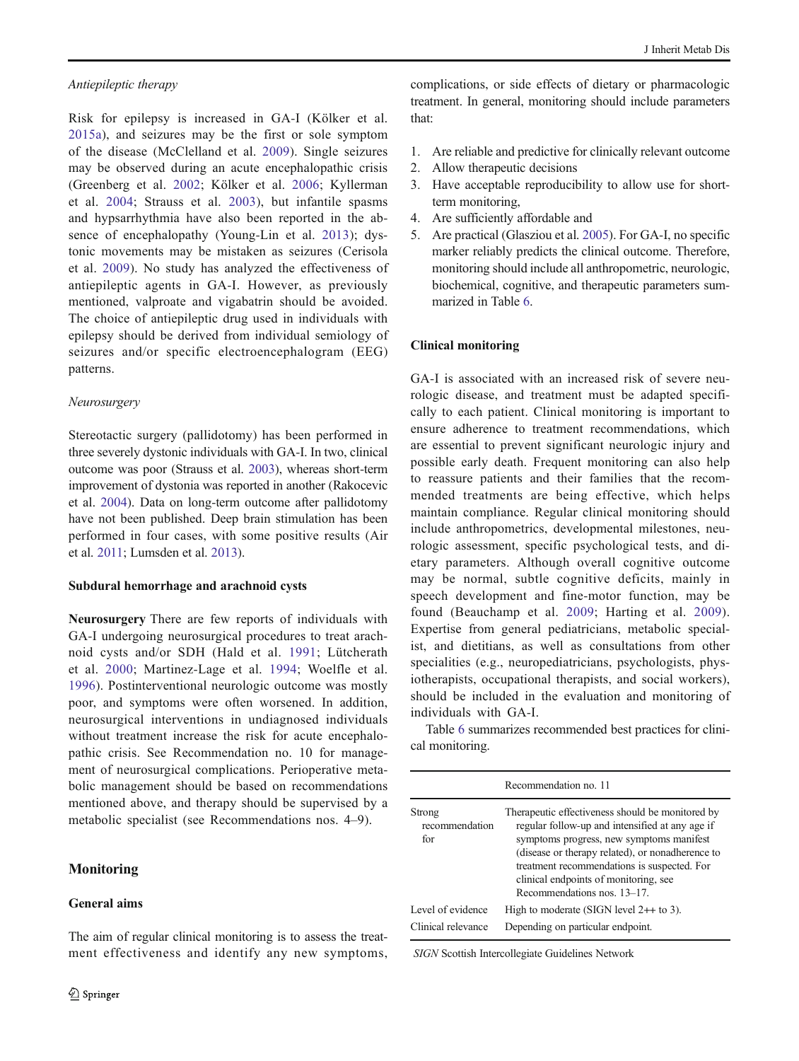*Antiepileptic therapy*

Risk for epilepsy is increased in GA-I (Kölker et al. 2015a), and seizures may be the first or sole symptom of the disease (McClelland et al. 2009). Single seizures may be observed during an acute encephalopathic crisis (Greenberg et al. 2002; Kölker et al. 2006; Kyllerman et al. 2004; Strauss et al. 2003), but infantile spasms and hypsarrhythmia have also been reported in the absence of encephalopathy (Young-Lin et al. 2013); dystonic movements may be mistaken as seizures (Cerisola et al. 2009). No study has analyzed the effectiveness of antiepileptic agents in GA-I. However, as previously mentioned, valproate and vigabatrin should be avoided. The choice of antiepileptic drug used in individuals with epilepsy should be derived from individual semiology of seizures and/or specific electroencephalogram (EEG) patterns.

*Neurosurgery*

Stereotactic surgery (pallidotomy) has been performed in three severely dystonic individuals with GA-I. In two, clinical outcome was poor (Strauss et al. 2003), whereas short-term improvement of dystonia was reported in another (Rakocevic et al. 2004). Data on long-term outcome after pallidotomy have not been published. Deep brain stimulation has been performed in four cases, with some positive results (Air et al. 2011; Lumsden et al. 2013).

### Subdural hemorrhage and arachnoid cysts

**Neurosurgery** There are few reports of individuals with GA-I undergoing neurosurgical procedures to treat arachnoid cysts and/or SDH (Hald et al. 1991; Lütcherath et al. 2000; Martinez-Lage et al. 1994; Woelfle et al. 1996). Postinterventional neurologic outcome was mostly poor, and symptoms were often worsened. In addition, neurosurgical interventions in undiagnosed individuals without treatment increase the risk for acute encephalopathic crisis. See Recommendation no. 10 for management of neurosurgical complications. Perioperative metabolic management should be based on recommendations mentioned above, and therapy should be supervised by a metabolic specialist (see Recommendations nos. 4–9).

## Monitoring

### General aims

The aim of regular clinical monitoring is to assess the treatment effectiveness and identify any new symptoms, complications, or side effects of dietary or pharmacologic treatment. In general, monitoring should include parameters that:

1. Are reliable and predictive for clinically relevant outcome
2. Allow therapeutic decisions
3. Have acceptable reproducibility to allow use for short-term monitoring,
4. Are sufficiently affordable and
5. Are practical (Glasziou et al. 2005). For GA-I, no specific marker reliably predicts the clinical outcome. Therefore, monitoring should include all anthropometric, neurologic, biochemical, cognitive, and therapeutic parameters summarized in Table 6.

### Clinical monitoring

GA-I is associated with an increased risk of severe neurologic disease, and treatment must be adapted specifically to each patient. Clinical monitoring is important to ensure adherence to treatment recommendations, which are essential to prevent significant neurologic injury and possible early death. Frequent monitoring can also help to reassure patients and their families that the recommended treatments are being effective, which helps maintain compliance. Regular clinical monitoring should include anthropometrics, developmental milestones, neurologic assessment, specific psychological tests, and dietary parameters. Although overall cognitive outcome may be normal, subtle cognitive deficits, mainly in speech development and fine-motor function, may be found (Beauchamp et al. 2009; Harting et al. 2009). Expertise from general pediatricians, metabolic specialist, and dietitians, as well as consultations from other specialities (e.g., neuropediatricians, psychologists, physiotherapists, occupational therapists, and social workers), should be included in the evaluation and monitoring of individuals with GA-I.

Table 6 summarizes recommended best practices for clinical monitoring.

| | Recommendation no. 11 |
|---|---|
| Strong recommendation for | Therapeutic effectiveness should be monitored by regular follow-up and intensified at any age if symptoms progress, new symptoms manifest (disease or therapy related), or nonadherence to treatment recommendations is suspected. For clinical endpoints of monitoring, see Recommendations nos. 13–17. |
| Level of evidence | High to moderate (SIGN level 2++ to 3). |
| Clinical relevance | Depending on particular endpoint. |

*SIGN* Scottish Intercollegiate Guidelines Network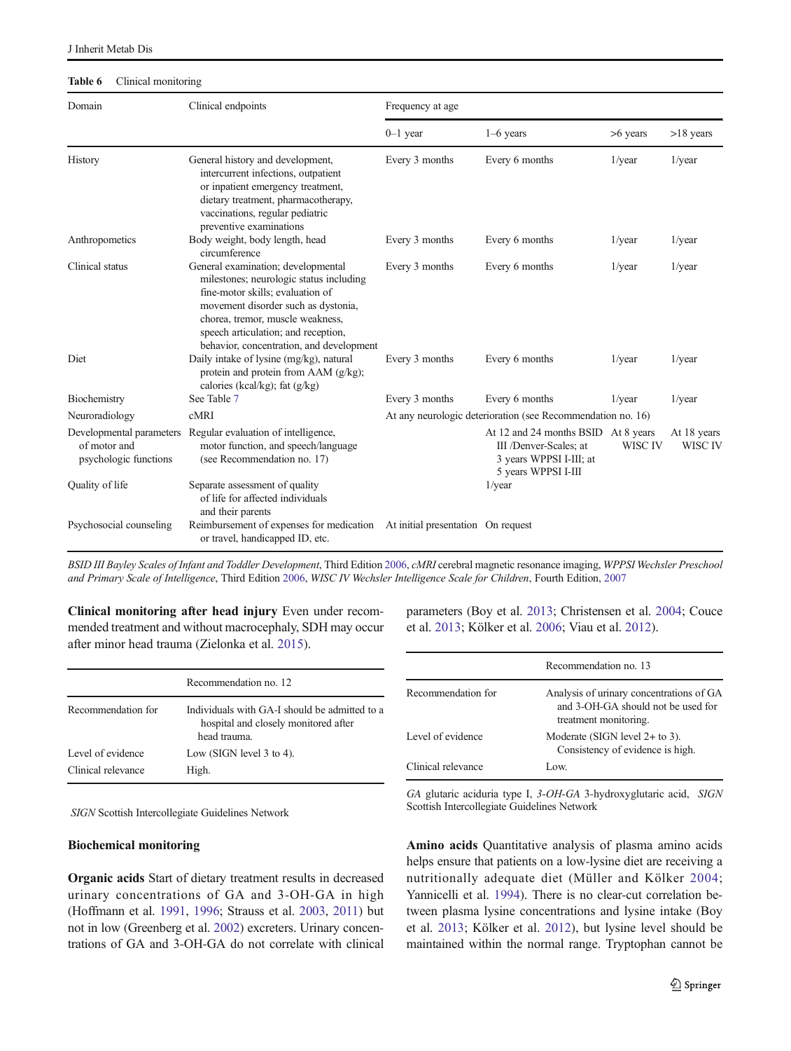**Table 6** Clinical monitoring

| Domain | Clinical endpoints | Frequency at age | | | |
|---|---|---|---|---|---|
| | | 0–1 year | 1–6 years | >6 years | >18 years |
| History | General history and development, intercurrent infections, outpatient or inpatient emergency treatment, dietary treatment, pharmacotherapy, vaccinations, regular pediatric preventive examinations | Every 3 months | Every 6 months | 1/year | 1/year |
| Anthropometics | Body weight, body length, head circumference | Every 3 months | Every 6 months | 1/year | 1/year |
| Clinical status | General examination; developmental milestones; neurologic status including fine-motor skills; evaluation of movement disorder such as dystonia, chorea, tremor, muscle weakness, speech articulation; and reception, behavior, concentration, and development | Every 3 months | Every 6 months | 1/year | 1/year |
| Diet | Daily intake of lysine (mg/kg), natural protein and protein from AAM (g/kg); calories (kcal/kg); fat (g/kg) | Every 3 months | Every 6 months | 1/year | 1/year |
| Biochemistry | See Table 7 | Every 3 months | Every 6 months | 1/year | 1/year |
| Neuroradiology | cMRI | At any neurologic deterioration (see Recommendation no. 16) | | | |
| Developmental parameters of motor and psychologic functions | Regular evaluation of intelligence, motor function, and speech/language (see Recommendation no. 17) | | At 12 and 24 months BSID III /Denver-Scales; at 3 years WPPSI I-III; at 5 years WPPSI I-III | At 8 years WISC IV | At 18 years WISC IV |
| Quality of life | Separate assessment of quality of life for affected individuals and their parents | | 1/year | | |
| Psychosocial counseling | Reimbursement of expenses for medication or travel, handicapped ID, etc. | At initial presentation | On request | | |

*BSID III Bayley Scales of Infant and Toddler Development*, Third Edition 2006, *cMRI* cerebral magnetic resonance imaging, *WPPSI Wechsler Preschool and Primary Scale of Intelligence*, Third Edition 2006, *WISC IV Wechsler Intelligence Scale for Children*, Fourth Edition, 2007

**Clinical monitoring after head injury** Even under recommended treatment and without macrocephaly, SDH may occur after minor head trauma (Zielonka et al. 2015).

| | Recommendation no. 12 |
|---|---|
| Recommendation for | Individuals with GA-I should be admitted to a hospital and closely monitored after head trauma. |
| Level of evidence | Low (SIGN level 3 to 4). |
| Clinical relevance | High. |

*SIGN* Scottish Intercollegiate Guidelines Network

### Biochemical monitoring

**Organic acids** Start of dietary treatment results in decreased urinary concentrations of GA and 3-OH-GA in high (Hoffmann et al. 1991, 1996; Strauss et al. 2003, 2011) but not in low (Greenberg et al. 2002) excreters. Urinary concentrations of GA and 3-OH-GA do not correlate with clinical parameters (Boy et al. 2013; Christensen et al. 2004; Couce et al. 2013; Kölker et al. 2006; Viau et al. 2012).

| | Recommendation no. 13 |
|---|---|
| Recommendation for | Analysis of urinary concentrations of GA and 3-OH-GA should not be used for treatment monitoring. |
| Level of evidence | Moderate (SIGN level 2+ to 3). Consistency of evidence is high. |
| Clinical relevance | Low. |

*GA* glutaric aciduria type I, *3-OH-GA* 3-hydroxyglutaric acid, *SIGN* Scottish Intercollegiate Guidelines Network

**Amino acids** Quantitative analysis of plasma amino acids helps ensure that patients on a low-lysine diet are receiving a nutritionally adequate diet (Müller and Kölker 2004; Yannicelli et al. 1994). There is no clear-cut correlation between plasma lysine concentrations and lysine intake (Boy et al. 2013; Kölker et al. 2012), but lysine level should be maintained within the normal range. Tryptophan cannot be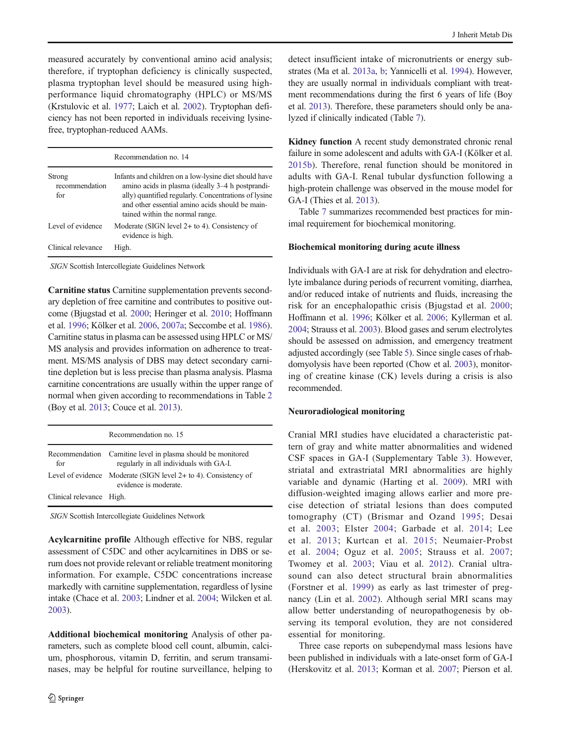measured accurately by conventional amino acid analysis; therefore, if tryptophan deficiency is clinically suspected, plasma tryptophan level should be measured using high-performance liquid chromatography (HPLC) or MS/MS (Krstulovic et al. 1977; Laich et al. 2002). Tryptophan deficiency has not been reported in individuals receiving lysine-free, tryptophan-reduced AAMs.

| | Recommendation no. 14 |
|---|---|
| Strong recommendation for | Infants and children on a low-lysine diet should have amino acids in plasma (ideally 3–4 h postprandially) quantified regularly. Concentrations of lysine and other essential amino acids should be maintained within the normal range. |
| Level of evidence | Moderate (SIGN level 2+ to 4). Consistency of evidence is high. |
| Clinical relevance | High. |

*SIGN* Scottish Intercollegiate Guidelines Network

**Carnitine status** Carnitine supplementation prevents secondary depletion of free carnitine and contributes to positive outcome (Bjugstad et al. 2000; Heringer et al. 2010; Hoffmann et al. 1996; Kölker et al. 2006, 2007a; Seccombe et al. 1986). Carnitine status in plasma can be assessed using HPLC or MS/MS analysis and provides information on adherence to treatment. MS/MS analysis of DBS may detect secondary carnitine depletion but is less precise than plasma analysis. Plasma carnitine concentrations are usually within the upper range of normal when given according to recommendations in Table 2 (Boy et al. 2013; Couce et al. 2013).

| | Recommendation no. 15 |
|---|---|
| Recommendation for | Carnitine level in plasma should be monitored regularly in all individuals with GA-I. |
| Level of evidence | Moderate (SIGN level 2+ to 4). Consistency of evidence is moderate. |
| Clinical relevance | High. |

*SIGN* Scottish Intercollegiate Guidelines Network

**Acylcarnitine profile** Although effective for NBS, regular assessment of C5DC and other acylcarnitines in DBS or serum does not provide relevant or reliable treatment monitoring information. For example, C5DC concentrations increase markedly with carnitine supplementation, regardless of lysine intake (Chace et al. 2003; Lindner et al. 2004; Wilcken et al. 2003).

**Additional biochemical monitoring** Analysis of other parameters, such as complete blood cell count, albumin, calcium, phosphorous, vitamin D, ferritin, and serum transaminases, may be helpful for routine surveillance, helping to detect insufficient intake of micronutrients or energy substrates (Ma et al. 2013a, b; Yannicelli et al. 1994). However, they are usually normal in individuals compliant with treatment recommendations during the first 6 years of life (Boy et al. 2013). Therefore, these parameters should only be analyzed if clinically indicated (Table 7).

**Kidney function** A recent study demonstrated chronic renal failure in some adolescent and adults with GA-I (Kölker et al. 2015b). Therefore, renal function should be monitored in adults with GA-I. Renal tubular dysfunction following a high-protein challenge was observed in the mouse model for GA-I (Thies et al. 2013).

Table 7 summarizes recommended best practices for minimal requirement for biochemical monitoring.

### Biochemical monitoring during acute illness

Individuals with GA-I are at risk for dehydration and electrolyte imbalance during periods of recurrent vomiting, diarrhea, and/or reduced intake of nutrients and fluids, increasing the risk for an encephalopathic crisis (Bjugstad et al. 2000; Hoffmann et al. 1996; Kölker et al. 2006; Kyllerman et al. 2004; Strauss et al. 2003). Blood gases and serum electrolytes should be assessed on admission, and emergency treatment adjusted accordingly (see Table 5). Since single cases of rhabdomyolysis have been reported (Chow et al. 2003), monitoring of creatine kinase (CK) levels during a crisis is also recommended.

### Neuroradiological monitoring

Cranial MRI studies have elucidated a characteristic pattern of gray and white matter abnormalities and widened CSF spaces in GA-I (Supplementary Table 3). However, striatal and extrastriatal MRI abnormalities are highly variable and dynamic (Harting et al. 2009). MRI with diffusion-weighted imaging allows earlier and more precise detection of striatal lesions than does computed tomography (CT) (Brismar and Ozand 1995; Desai et al. 2003; Elster 2004; Garbade et al. 2014; Lee et al. 2013; Kurtcan et al. 2015; Neumaier-Probst et al. 2004; Oguz et al. 2005; Strauss et al. 2007; Twomey et al. 2003; Viau et al. 2012). Cranial ultrasound can also detect structural brain abnormalities (Forstner et al. 1999) as early as last trimester of pregnancy (Lin et al. 2002). Although serial MRI scans may allow better understanding of neuropathogenesis by observing its temporal evolution, they are not considered essential for monitoring.

Three case reports on subependymal mass lesions have been published in individuals with a late-onset form of GA-I (Herskovitz et al. 2013; Korman et al. 2007; Pierson et al.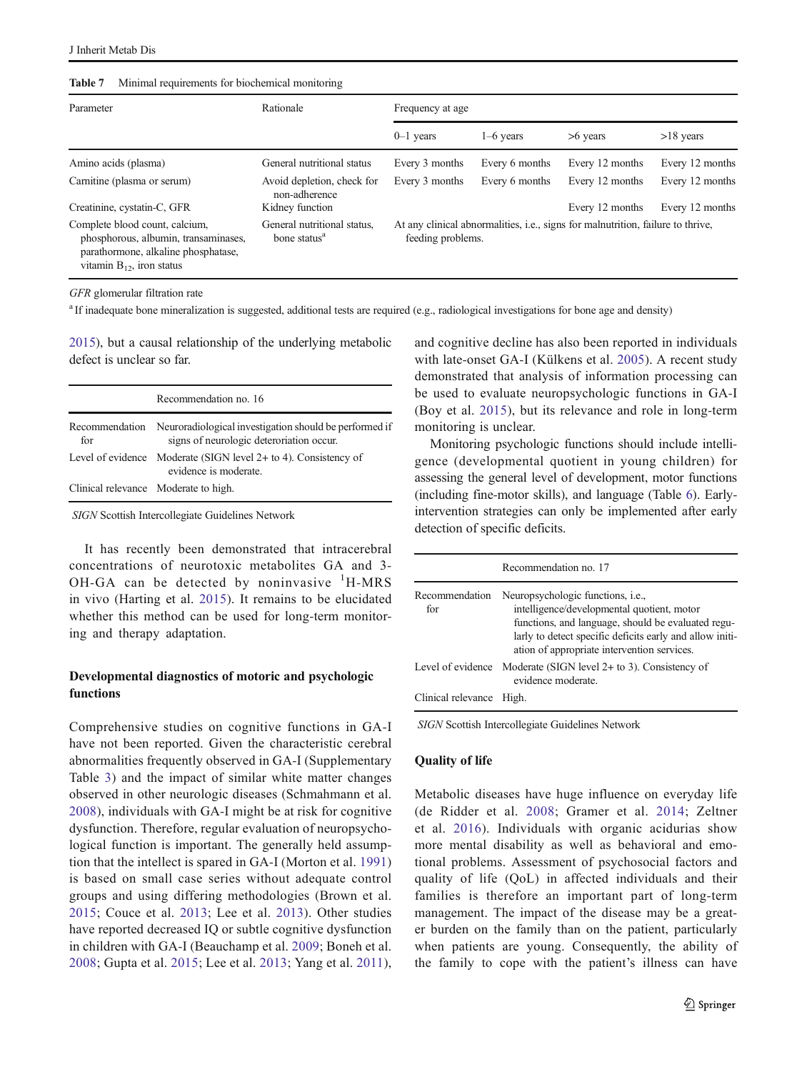**Table 7** Minimal requirements for biochemical monitoring

| Parameter | Rationale | Frequency at age | | | |
|---|---|---|---|---|---|
| | | 0–1 years | 1–6 years | >6 years | >18 years |
| Amino acids (plasma) | General nutritional status | Every 3 months | Every 6 months | Every 12 months | Every 12 months |
| Carnitine (plasma or serum) | Avoid depletion, check for non-adherence | Every 3 months | Every 6 months | Every 12 months | Every 12 months |
| Creatinine, cystatin-C, GFR | Kidney function | | | Every 12 months | Every 12 months |
| Complete blood count, calcium, phosphorous, albumin, transaminases, parathormone, alkaline phosphatase, vitamin $B_{12}$, iron status | General nutritional status, bone status[a] | At any clinical abnormalities, i.e., signs for malnutrition, failure to thrive, feeding problems. | | | |

*GFR* glomerular filtration rate

[a] If inadequate bone mineralization is suggested, additional tests are required (e.g., radiological investigations for bone age and density)

2015), but a causal relationship of the underlying metabolic defect is unclear so far.

| Recommendation no. 16 | |
|---|---|
| Recommendation for | Neuroradiological investigation should be performed if signs of neurologic deterioration occur. |
| Level of evidence | Moderate (SIGN level 2+ to 4). Consistency of evidence is moderate. |
| Clinical relevance | Moderate to high. |

*SIGN* Scottish Intercollegiate Guidelines Network

It has recently been demonstrated that intracerebral concentrations of neurotoxic metabolites GA and 3-OH-GA can be detected by noninvasive $^{1}$H-MRS in vivo (Harting et al. 2015). It remains to be elucidated whether this method can be used for long-term monitoring and therapy adaptation.

### Developmental diagnostics of motoric and psychologic functions

Comprehensive studies on cognitive functions in GA-I have not been reported. Given the characteristic cerebral abnormalities frequently observed in GA-I (Supplementary Table 3) and the impact of similar white matter changes observed in other neurologic diseases (Schmahmann et al. 2008), individuals with GA-I might be at risk for cognitive dysfunction. Therefore, regular evaluation of neuropsychological function is important. The generally held assumption that the intellect is spared in GA-I (Morton et al. 1991) is based on small case series without adequate control groups and using differing methodologies (Brown et al. 2015; Couce et al. 2013; Lee et al. 2013). Other studies have reported decreased IQ or subtle cognitive dysfunction in children with GA-I (Beauchamp et al. 2009; Boneh et al. 2008; Gupta et al. 2015; Lee et al. 2013; Yang et al. 2011), and cognitive decline has also been reported in individuals with late-onset GA-I (Külkens et al. 2005). A recent study demonstrated that analysis of information processing can be used to evaluate neuropsychologic functions in GA-I (Boy et al. 2015), but its relevance and role in long-term monitoring is unclear.

Monitoring psychologic functions should include intelligence (developmental quotient in young children) for assessing the general level of development, motor functions (including fine-motor skills), and language (Table 6). Early-intervention strategies can only be implemented after early detection of specific deficits.

| Recommendation no. 17 | |
|---|---|
| Recommendation for | Neuropsychologic functions, i.e., intelligence/developmental quotient, motor functions, and language, should be evaluated regularly to detect specific deficits early and allow initiation of appropriate intervention services. |
| Level of evidence | Moderate (SIGN level 2+ to 3). Consistency of evidence moderate. |
| Clinical relevance | High. |

*SIGN* Scottish Intercollegiate Guidelines Network

### Quality of life

Metabolic diseases have huge influence on everyday life (de Ridder et al. 2008; Gramer et al. 2014; Zeltner et al. 2016). Individuals with organic acidurias show more mental disability as well as behavioral and emotional problems. Assessment of psychosocial factors and quality of life (QoL) in affected individuals and their families is therefore an important part of long-term management. The impact of the disease may be a greater burden on the family than on the patient, particularly when patients are young. Consequently, the ability of the family to cope with the patient's illness can have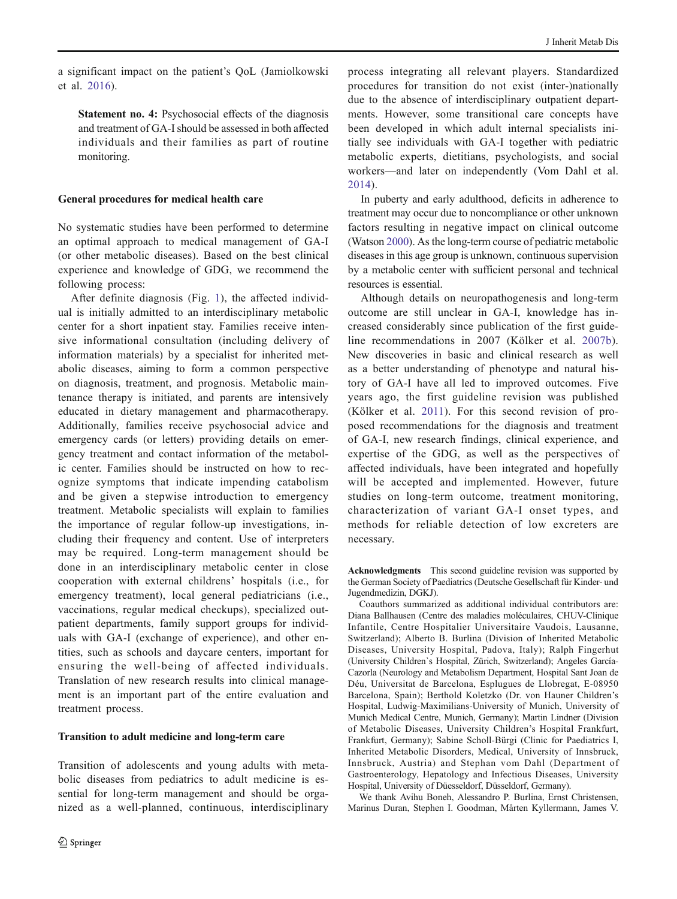a significant impact on the patient's QoL (Jamiolkowski et al. 2016).

> **Statement no. 4:** Psychosocial effects of the diagnosis and treatment of GA-I should be assessed in both affected individuals and their families as part of routine monitoring.

### General procedures for medical health care

No systematic studies have been performed to determine an optimal approach to medical management of GA-I (or other metabolic diseases). Based on the best clinical experience and knowledge of GDG, we recommend the following process:

After definite diagnosis (Fig. 1), the affected individual is initially admitted to an interdisciplinary metabolic center for a short inpatient stay. Families receive intensive informational consultation (including delivery of information materials) by a specialist for inherited metabolic diseases, aiming to form a common perspective on diagnosis, treatment, and prognosis. Metabolic maintenance therapy is initiated, and parents are intensively educated in dietary management and pharmacotherapy. Additionally, families receive psychosocial advice and emergency cards (or letters) providing details on emergency treatment and contact information of the metabolic center. Families should be instructed on how to recognize symptoms that indicate impending catabolism and be given a stepwise introduction to emergency treatment. Metabolic specialists will explain to families the importance of regular follow-up investigations, including their frequency and content. Use of interpreters may be required. Long-term management should be done in an interdisciplinary metabolic center in close cooperation with external childrens' hospitals (i.e., for emergency treatment), local general pediatricians (i.e., vaccinations, regular medical checkups), specialized outpatient departments, family support groups for individuals with GA-I (exchange of experience), and other entities, such as schools and daycare centers, important for ensuring the well-being of affected individuals. Translation of new research results into clinical management is an important part of the entire evaluation and treatment process.

### Transition to adult medicine and long-term care

Transition of adolescents and young adults with metabolic diseases from pediatrics to adult medicine is essential for long-term management and should be organized as a well-planned, continuous, interdisciplinary process integrating all relevant players. Standardized procedures for transition do not exist (inter-)nationally due to the absence of interdisciplinary outpatient departments. However, some transitional care concepts have been developed in which adult internal specialists initially see individuals with GA-I together with pediatric metabolic experts, dietitians, psychologists, and social workers—and later on independently (Vom Dahl et al. 2014).

In puberty and early adulthood, deficits in adherence to treatment may occur due to noncompliance or other unknown factors resulting in negative impact on clinical outcome (Watson 2000). As the long-term course of pediatric metabolic diseases in this age group is unknown, continuous supervision by a metabolic center with sufficient personal and technical resources is essential.

Although details on neuropathogenesis and long-term outcome are still unclear in GA-I, knowledge has increased considerably since publication of the first guideline recommendations in 2007 (Kölker et al. 2007b). New discoveries in basic and clinical research as well as a better understanding of phenotype and natural history of GA-I have all led to improved outcomes. Five years ago, the first guideline revision was published (Kölker et al. 2011). For this second revision of proposed recommendations for the diagnosis and treatment of GA-I, new research findings, clinical experience, and expertise of the GDG, as well as the perspectives of affected individuals, have been integrated and hopefully will be accepted and implemented. However, future studies on long-term outcome, treatment monitoring, characterization of variant GA-I onset types, and methods for reliable detection of low excreters are necessary.

**Acknowledgments** This second guideline revision was supported by the German Society of Paediatrics (Deutsche Gesellschaft für Kinder- und Jugendmedizin, DGKJ).

Coauthors summarized as additional individual contributors are: Diana Ballhausen (Centre des maladies moléculaires, CHUV-Clinique Infantile, Centre Hospitalier Universitaire Vaudois, Lausanne, Switzerland); Alberto B. Burlina (Division of Inherited Metabolic Diseases, University Hospital, Padova, Italy); Ralph Fingerhut (University Children`s Hospital, Zürich, Switzerland); Angeles García-Cazorla (Neurology and Metabolism Department, Hospital Sant Joan de Déu, Universitat de Barcelona, Esplugues de Llobregat, E-08950 Barcelona, Spain); Berthold Koletzko (Dr. von Hauner Children's Hospital, Ludwig-Maximilians-University of Munich, University of Munich Medical Centre, Munich, Germany); Martin Lindner (Division of Metabolic Diseases, University Children's Hospital Frankfurt, Frankfurt, Germany); Sabine Scholl-Bürgi (Clinic for Paediatrics I, Inherited Metabolic Disorders, Medical, University of Innsbruck, Innsbruck, Austria) and Stephan vom Dahl (Department of Gastroenterology, Hepatology and Infectious Diseases, University Hospital, University of Düesseldorf, Düsseldorf, Germany).

We thank Avihu Boneh, Alessandro P. Burlina, Ernst Christensen, Marinus Duran, Stephen I. Goodman, Mårten Kyllermann, James V.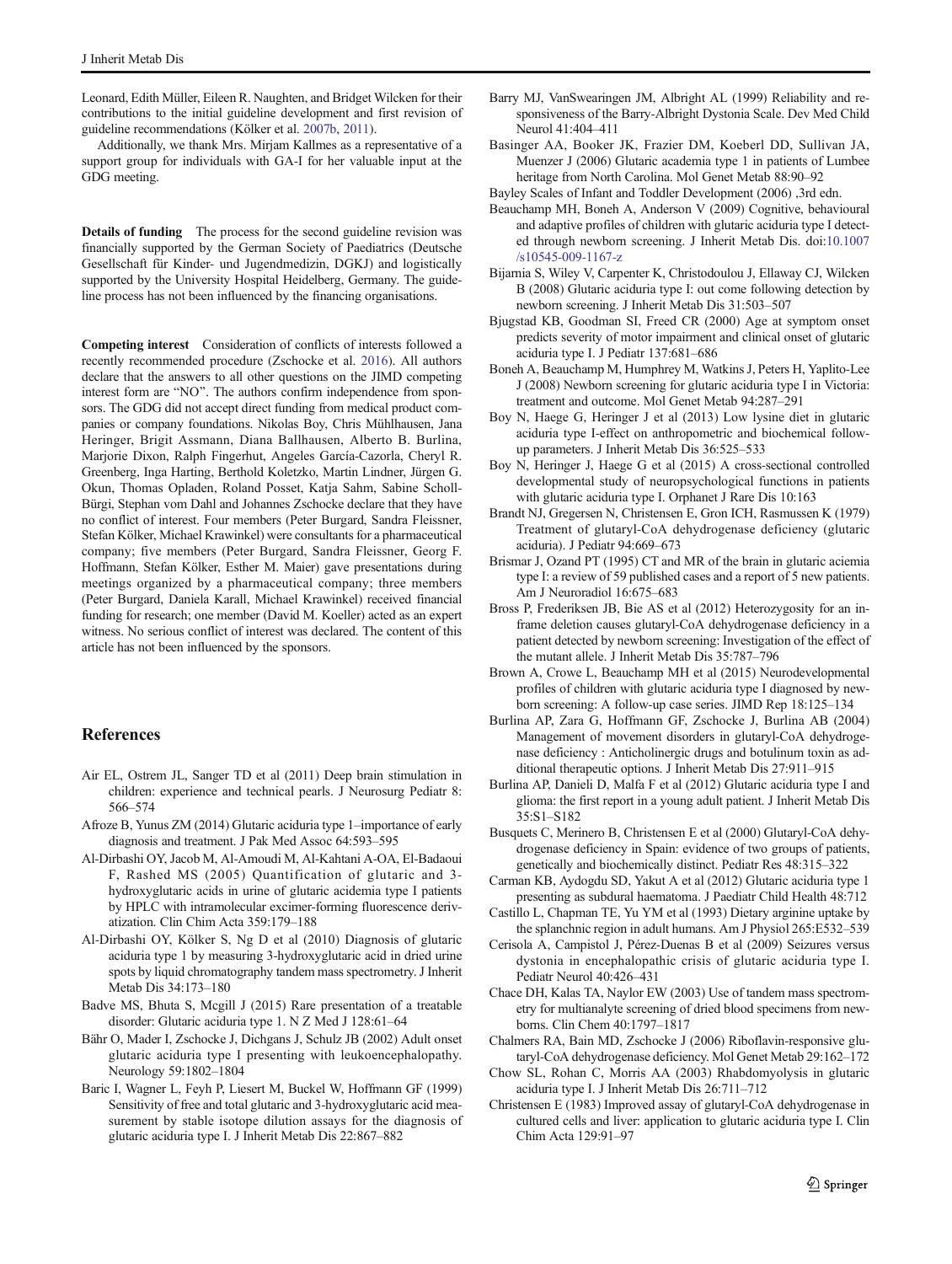Leonard, Edith Müller, Eileen R. Naughten, and Bridget Wilcken for their contributions to the initial guideline development and first revision of guideline recommendations (Kölker et al. 2007b, 2011).

Additionally, we thank Mrs. Mirjam Kallmes as a representative of a support group for individuals with GA-I for her valuable input at the GDG meeting.

**Details of funding** The process for the second guideline revision was financially supported by the German Society of Paediatrics (Deutsche Gesellschaft für Kinder- und Jugendmedizin, DGKJ) and logistically supported by the University Hospital Heidelberg, Germany. The guideline process has not been influenced by the financing organisations.

**Competing interest** Consideration of conflicts of interests followed a recently recommended procedure (Zschocke et al. 2016). All authors declare that the answers to all other questions on the JIMD competing interest form are "NO". The authors confirm independence from sponsors. The GDG did not accept direct funding from medical product companies or company foundations. Nikolas Boy, Chris Mühlhausen, Jana Heringer, Brigit Assmann, Diana Ballhausen, Alberto B. Burlina, Marjorie Dixon, Ralph Fingerhut, Angeles García-Cazorla, Cheryl R. Greenberg, Inga Harting, Berthold Koletzko, Martin Lindner, Jürgen G. Okun, Thomas Opladen, Roland Posset, Katja Sahm, Sabine Scholl-Bürgi, Stephan vom Dahl and Johannes Zschocke declare that they have no conflict of interest. Four members (Peter Burgard, Sandra Fleissner, Stefan Kölker, Michael Krawinkel) were consultants for a pharmaceutical company; five members (Peter Burgard, Sandra Fleissner, Georg F. Hoffmann, Stefan Kölker, Esther M. Maier) gave presentations during meetings organized by a pharmaceutical company; three members (Peter Burgard, Daniela Karall, Michael Krawinkel) received financial funding for research; one member (David M. Koeller) acted as an expert witness. No serious conflict of interest was declared. The content of this article has not been influenced by the sponsors.

## References

Air EL, Ostrem JL, Sanger TD et al (2011) Deep brain stimulation in children: experience and technical pearls. J Neurosurg Pediatr 8: 566–574

Afroze B, Yunus ZM (2014) Glutaric aciduria type 1–importance of early diagnosis and treatment. J Pak Med Assoc 64:593–595

Al-Dirbashi OY, Jacob M, Al-Amoudi M, Al-Kahtani A-OA, El-Badaoui F, Rashed MS (2005) Quantification of glutaric and 3-hydroxyglutaric acids in urine of glutaric acidemia type I patients by HPLC with intramolecular excimer-forming fluorescence derivatization. Clin Chim Acta 359:179–188

Al-Dirbashi OY, Kölker S, Ng D et al (2010) Diagnosis of glutaric aciduria type 1 by measuring 3-hydroxyglutaric acid in dried urine spots by liquid chromatography tandem mass spectrometry. J Inherit Metab Dis 34:173–180

Badve MS, Bhuta S, Mcgill J (2015) Rare presentation of a treatable disorder: Glutaric aciduria type 1. N Z Med J 128:61–64

Bähr O, Mader I, Zschocke J, Dichgans J, Schulz JB (2002) Adult onset glutaric aciduria type I presenting with leukoencephalopathy. Neurology 59:1802–1804

Baric I, Wagner L, Feyh P, Liesert M, Buckel W, Hoffmann GF (1999) Sensitivity of free and total glutaric and 3-hydroxyglutaric acid measurement by stable isotope dilution assays for the diagnosis of glutaric aciduria type I. J Inherit Metab Dis 22:867–882

Barry MJ, VanSwearingen JM, Albright AL (1999) Reliability and responsiveness of the Barry-Albright Dystonia Scale. Dev Med Child Neurol 41:404–411

Basinger AA, Booker JK, Frazier DM, Koeberl DD, Sullivan JA, Muenzer J (2006) Glutaric academia type 1 in patients of Lumbee heritage from North Carolina. Mol Genet Metab 88:90–92

Bayley Scales of Infant and Toddler Development (2006) ,3rd edn.

Beauchamp MH, Boneh A, Anderson V (2009) Cognitive, behavioural and adaptive profiles of children with glutaric aciduria type I detected through newborn screening. J Inherit Metab Dis. doi:10.1007/s10545-009-1167-z

Bijarnia S, Wiley V, Carpenter K, Christodoulou J, Ellaway CJ, Wilcken B (2008) Glutaric aciduria type I: out come following detection by newborn screening. J Inherit Metab Dis 31:503–507

Bjugstad KB, Goodman SI, Freed CR (2000) Age at symptom onset predicts severity of motor impairment and clinical onset of glutaric aciduria type I. J Pediatr 137:681–686

Boneh A, Beauchamp M, Humphrey M, Watkins J, Peters H, Yaplito-Lee J (2008) Newborn screening for glutaric aciduria type I in Victoria: treatment and outcome. Mol Genet Metab 94:287–291

Boy N, Haege G, Heringer J et al (2013) Low lysine diet in glutaric aciduria type I-effect on anthropometric and biochemical follow-up parameters. J Inherit Metab Dis 36:525–533

Boy N, Heringer J, Haege G et al (2015) A cross-sectional controlled developmental study of neuropsychological functions in patients with glutaric aciduria type I. Orphanet J Rare Dis 10:163

Brandt NJ, Gregersen N, Christensen E, Gron ICH, Rasmussen K (1979) Treatment of glutaryl-CoA dehydrogenase deficiency (glutaric aciduria). J Pediatr 94:669–673

Brismar J, Ozand PT (1995) CT and MR of the brain in glutaric aciemia type I: a review of 59 published cases and a report of 5 new patients. Am J Neuroradiol 16:675–683

Bross P, Frederiksen JB, Bie AS et al (2012) Heterozygosity for an in-frame deletion causes glutaryl-CoA dehydrogenase deficiency in a patient detected by newborn screening: Investigation of the effect of the mutant allele. J Inherit Metab Dis 35:787–796

Brown A, Crowe L, Beauchamp MH et al (2015) Neurodevelopmental profiles of children with glutaric aciduria type I diagnosed by newborn screening: A follow-up case series. JIMD Rep 18:125–134

Burlina AP, Zara G, Hoffmann GF, Zschocke J, Burlina AB (2004) Management of movement disorders in glutaryl-CoA dehydrogenase deficiency : Anticholinergic drugs and botulinum toxin as additional therapeutic options. J Inherit Metab Dis 27:911–915

Burlina AP, Danieli D, Malfa F et al (2012) Glutaric aciduria type I and glioma: the first report in a young adult patient. J Inherit Metab Dis 35:S1–S182

Busquets C, Merinero B, Christensen E et al (2000) Glutaryl-CoA dehydrogenase deficiency in Spain: evidence of two groups of patients, genetically and biochemically distinct. Pediatr Res 48:315–322

Carman KB, Aydogdu SD, Yakut A et al (2012) Glutaric aciduria type 1 presenting as subdural haematoma. J Paediatr Child Health 48:712

Castillo L, Chapman TE, Yu YM et al (1993) Dietary arginine uptake by the splanchnic region in adult humans. Am J Physiol 265:E532–539

Cerisola A, Campistol J, Pérez-Duenas B et al (2009) Seizures versus dystonia in encephalopathic crisis of glutaric aciduria type I. Pediatr Neurol 40:426–431

Chace DH, Kalas TA, Naylor EW (2003) Use of tandem mass spectrometry for multianalyte screening of dried blood specimens from newborns. Clin Chem 40:1797–1817

Chalmers RA, Bain MD, Zschocke J (2006) Riboflavin-responsive glutaryl-CoA dehydrogenase deficiency. Mol Genet Metab 29:162–172

Chow SL, Rohan C, Morris AA (2003) Rhabdomyolysis in glutaric aciduria type I. J Inherit Metab Dis 26:711–712

Christensen E (1983) Improved assay of glutaryl-CoA dehydrogenase in cultured cells and liver: application to glutaric aciduria type I. Clin Chim Acta 129:91–97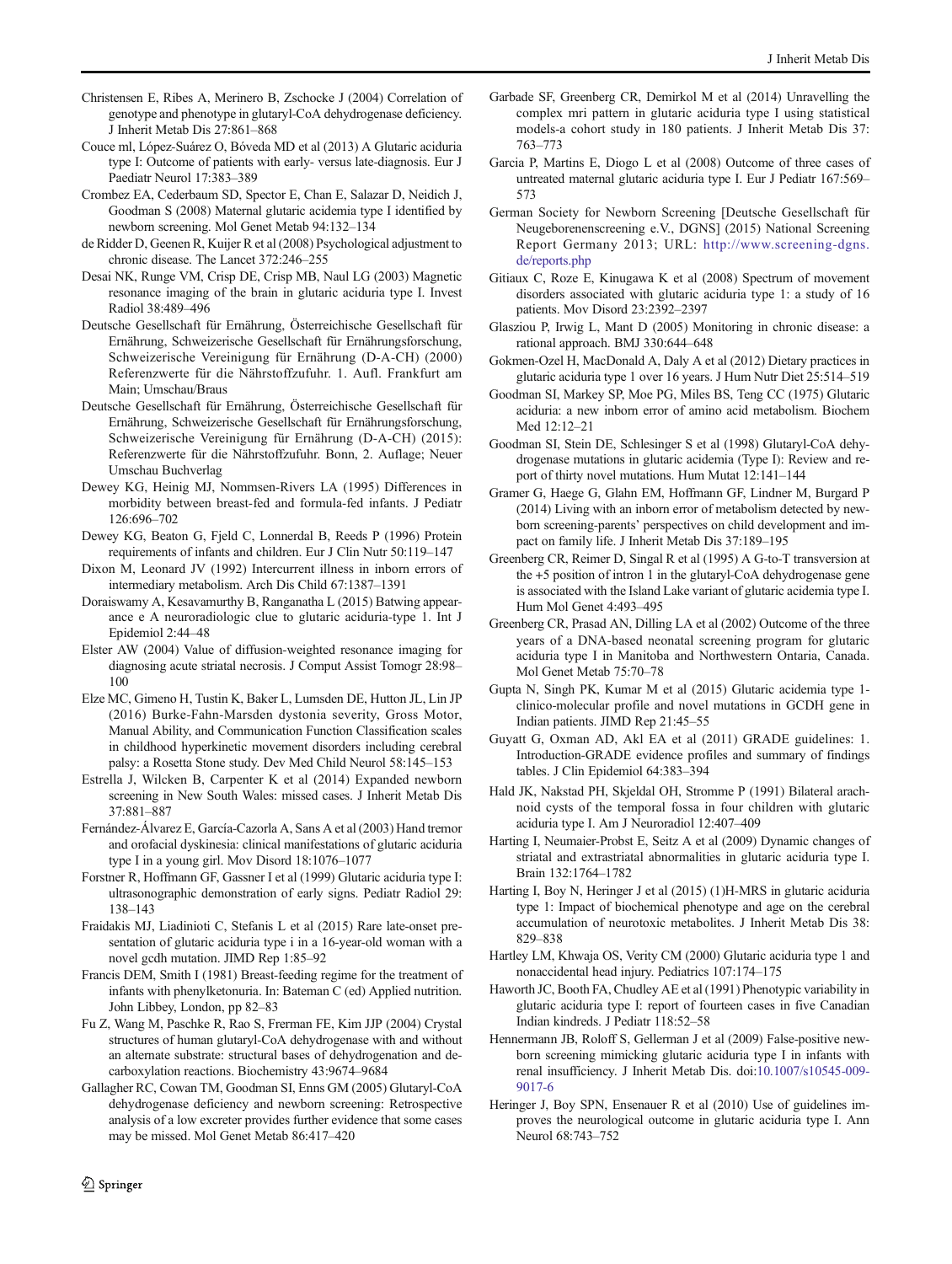Christensen E, Ribes A, Merinero B, Zschocke J (2004) Correlation of genotype and phenotype in glutaryl-CoA dehydrogenase deficiency. J Inherit Metab Dis 27:861–868

Couce ml, López-Suárez O, Bóveda MD et al (2013) A Glutaric aciduria type I: Outcome of patients with early- versus late-diagnosis. Eur J Paediatr Neurol 17:383–389

Crombez EA, Cederbaum SD, Spector E, Chan E, Salazar D, Neidich J, Goodman S (2008) Maternal glutaric acidemia type I identified by newborn screening. Mol Genet Metab 94:132–134

de Ridder D, Geenen R, Kuijer R et al (2008) Psychological adjustment to chronic disease. The Lancet 372:246–255

Desai NK, Runge VM, Crisp DE, Crisp MB, Naul LG (2003) Magnetic resonance imaging of the brain in glutaric aciduria type I. Invest Radiol 38:489–496

Deutsche Gesellschaft für Ernährung, Österreichische Gesellschaft für Ernährung, Schweizerische Gesellschaft für Ernährungsforschung, Schweizerische Vereinigung für Ernährung (D-A-CH) (2000) Referenzwerte für die Nährstoffzufuhr. 1. Aufl. Frankfurt am Main; Umschau/Braus

Deutsche Gesellschaft für Ernährung, Österreichische Gesellschaft für Ernährung, Schweizerische Gesellschaft für Ernährungsforschung, Schweizerische Vereinigung für Ernährung (D-A-CH) (2015): Referenzwerte für die Nährstoffzufuhr. Bonn, 2. Auflage; Neuer Umschau Buchverlag

Dewey KG, Heinig MJ, Nommsen-Rivers LA (1995) Differences in morbidity between breast-fed and formula-fed infants. J Pediatr 126:696–702

Dewey KG, Beaton G, Fjeld C, Lonnerdal B, Reeds P (1996) Protein requirements of infants and children. Eur J Clin Nutr 50:119–147

Dixon M, Leonard JV (1992) Intercurrent illness in inborn errors of intermediary metabolism. Arch Dis Child 67:1387–1391

Doraiswamy A, Kesavamurthy B, Ranganatha L (2015) Batwing appearance e A neuroradiologic clue to glutaric aciduria-type 1. Int J Epidemiol 2:44–48

Elster AW (2004) Value of diffusion-weighted resonance imaging for diagnosing acute striatal necrosis. J Comput Assist Tomogr 28:98–100

Elze MC, Gimeno H, Tustin K, Baker L, Lumsden DE, Hutton JL, Lin JP (2016) Burke-Fahn-Marsden dystonia severity, Gross Motor, Manual Ability, and Communication Function Classification scales in childhood hyperkinetic movement disorders including cerebral palsy: a Rosetta Stone study. Dev Med Child Neurol 58:145–153

Estrella J, Wilcken B, Carpenter K et al (2014) Expanded newborn screening in New South Wales: missed cases. J Inherit Metab Dis 37:881–887

Fernández-Álvarez E, García-Cazorla A, Sans A et al (2003) Hand tremor and orofacial dyskinesia: clinical manifestations of glutaric aciduria type I in a young girl. Mov Disord 18:1076–1077

Forstner R, Hoffmann GF, Gassner I et al (1999) Glutaric aciduria type I: ultrasonographic demonstration of early signs. Pediatr Radiol 29: 138–143

Fraidakis MJ, Liadinioti C, Stefanis L et al (2015) Rare late-onset presentation of glutaric aciduria type i in a 16-year-old woman with a novel gcdh mutation. JIMD Rep 1:85–92

Francis DEM, Smith I (1981) Breast-feeding regime for the treatment of infants with phenylketonuria. In: Bateman C (ed) Applied nutrition. John Libbey, London, pp 82–83

Fu Z, Wang M, Paschke R, Rao S, Frerman FE, Kim JJP (2004) Crystal structures of human glutaryl-CoA dehydrogenase with and without an alternate substrate: structural bases of dehydrogenation and decarboxylation reactions. Biochemistry 43:9674–9684

Gallagher RC, Cowan TM, Goodman SI, Enns GM (2005) Glutaryl-CoA dehydrogenase deficiency and newborn screening: Retrospective analysis of a low excreter provides further evidence that some cases may be missed. Mol Genet Metab 86:417–420

Garbade SF, Greenberg CR, Demirkol M et al (2014) Unravelling the complex mri pattern in glutaric aciduria type I using statistical models-a cohort study in 180 patients. J Inherit Metab Dis 37: 763–773

Garcia P, Martins E, Diogo L et al (2008) Outcome of three cases of untreated maternal glutaric aciduria type I. Eur J Pediatr 167:569–573

German Society for Newborn Screening [Deutsche Gesellschaft für Neugeborenenscreening e.V., DGNS] (2015) National Screening Report Germany 2013; URL: http://www.screening-dgns.de/reports.php

Gitiaux C, Roze E, Kinugawa K et al (2008) Spectrum of movement disorders associated with glutaric aciduria type 1: a study of 16 patients. Mov Disord 23:2392–2397

Glasziou P, Irwig L, Mant D (2005) Monitoring in chronic disease: a rational approach. BMJ 330:644–648

Gokmen-Ozel H, MacDonald A, Daly A et al (2012) Dietary practices in glutaric aciduria type 1 over 16 years. J Hum Nutr Diet 25:514–519

Goodman SI, Markey SP, Moe PG, Miles BS, Teng CC (1975) Glutaric aciduria: a new inborn error of amino acid metabolism. Biochem Med 12:12–21

Goodman SI, Stein DE, Schlesinger S et al (1998) Glutaryl-CoA dehydrogenase mutations in glutaric acidemia (Type I): Review and report of thirty novel mutations. Hum Mutat 12:141–144

Gramer G, Haege G, Glahn EM, Hoffmann GF, Lindner M, Burgard P (2014) Living with an inborn error of metabolism detected by newborn screening-parents' perspectives on child development and impact on family life. J Inherit Metab Dis 37:189–195

Greenberg CR, Reimer D, Singal R et al (1995) A G-to-T transversion at the +5 position of intron 1 in the glutaryl-CoA dehydrogenase gene is associated with the Island Lake variant of glutaric acidemia type I. Hum Mol Genet 4:493–495

Greenberg CR, Prasad AN, Dilling LA et al (2002) Outcome of the three years of a DNA-based neonatal screening program for glutaric aciduria type I in Manitoba and Northwestern Ontaria, Canada. Mol Genet Metab 75:70–78

Gupta N, Singh PK, Kumar M et al (2015) Glutaric acidemia type 1-clinico-molecular profile and novel mutations in GCDH gene in Indian patients. JIMD Rep 21:45–55

Guyatt G, Oxman AD, Akl EA et al (2011) GRADE guidelines: 1. Introduction-GRADE evidence profiles and summary of findings tables. J Clin Epidemiol 64:383–394

Hald JK, Nakstad PH, Skjeldal OH, Stromme P (1991) Bilateral arachnoid cysts of the temporal fossa in four children with glutaric aciduria type I. Am J Neuroradiol 12:407–409

Harting I, Neumaier-Probst E, Seitz A et al (2009) Dynamic changes of striatal and extrastriatal abnormalities in glutaric aciduria type I. Brain 132:1764–1782

Harting I, Boy N, Heringer J et al (2015) (1)H-MRS in glutaric aciduria type 1: Impact of biochemical phenotype and age on the cerebral accumulation of neurotoxic metabolites. J Inherit Metab Dis 38: 829–838

Hartley LM, Khwaja OS, Verity CM (2000) Glutaric aciduria type 1 and nonaccidental head injury. Pediatrics 107:174–175

Haworth JC, Booth FA, Chudley AE et al (1991) Phenotypic variability in glutaric aciduria type I: report of fourteen cases in five Canadian Indian kindreds. J Pediatr 118:52–58

Hennermann JB, Roloff S, Gellerman J et al (2009) False-positive newborn screening mimicking glutaric aciduria type I in infants with renal insufficiency. J Inherit Metab Dis. doi:10.1007/s10545-009-9017-6

Heringer J, Boy SPN, Ensenauer R et al (2010) Use of guidelines improves the neurological outcome in glutaric aciduria type I. Ann Neurol 68:743–752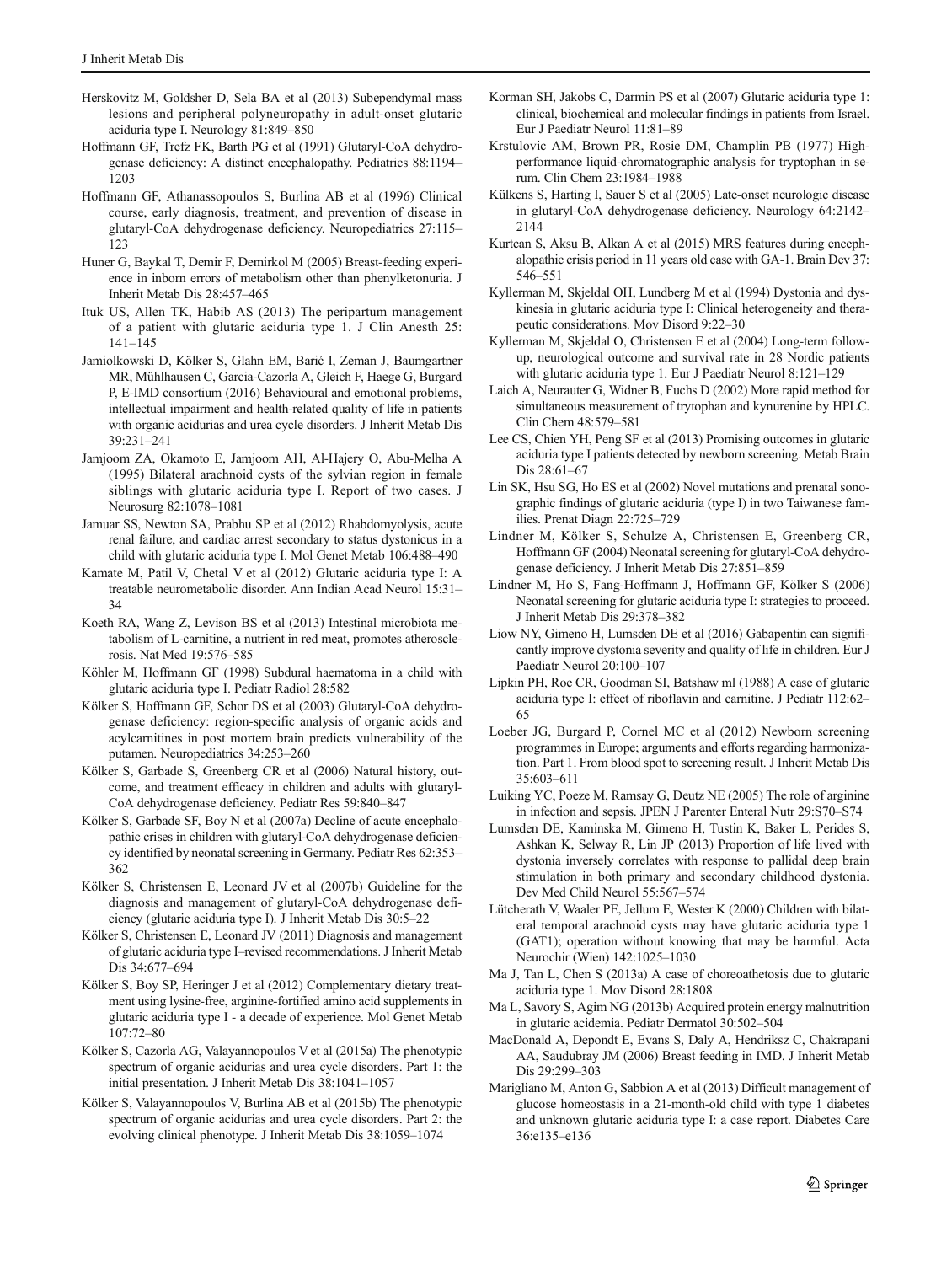Herskovitz M, Goldsher D, Sela BA et al (2013) Subependymal mass lesions and peripheral polyneuropathy in adult-onset glutaric aciduria type I. Neurology 81:849–850

Hoffmann GF, Trefz FK, Barth PG et al (1991) Glutaryl-CoA dehydrogenase deficiency: A distinct encephalopathy. Pediatrics 88:1194–1203

Hoffmann GF, Athanassopoulos S, Burlina AB et al (1996) Clinical course, early diagnosis, treatment, and prevention of disease in glutaryl-CoA dehydrogenase deficiency. Neuropediatrics 27:115–123

Huner G, Baykal T, Demir F, Demirkol M (2005) Breast-feeding experience in inborn errors of metabolism other than phenylketonuria. J Inherit Metab Dis 28:457–465

Ituk US, Allen TK, Habib AS (2013) The peripartum management of a patient with glutaric aciduria type 1. J Clin Anesth 25: 141–145

Jamiolkowski D, Kölker S, Glahn EM, Barić I, Zeman J, Baumgartner MR, Mühlhausen C, Garcia-Cazorla A, Gleich F, Haege G, Burgard P, E-IMD consortium (2016) Behavioural and emotional problems, intellectual impairment and health-related quality of life in patients with organic acidurias and urea cycle disorders. J Inherit Metab Dis 39:231–241

Jamjoom ZA, Okamoto E, Jamjoom AH, Al-Hajery O, Abu-Melha A (1995) Bilateral arachnoid cysts of the sylvian region in female siblings with glutaric aciduria type I. Report of two cases. J Neurosurg 82:1078–1081

Jamuar SS, Newton SA, Prabhu SP et al (2012) Rhabdomyolysis, acute renal failure, and cardiac arrest secondary to status dystonicus in a child with glutaric aciduria type I. Mol Genet Metab 106:488–490

Kamate M, Patil V, Chetal V et al (2012) Glutaric aciduria type I: A treatable neurometabolic disorder. Ann Indian Acad Neurol 15:31–34

Koeth RA, Wang Z, Levison BS et al (2013) Intestinal microbiota metabolism of L-carnitine, a nutrient in red meat, promotes atherosclerosis. Nat Med 19:576–585

Köhler M, Hoffmann GF (1998) Subdural haematoma in a child with glutaric aciduria type I. Pediatr Radiol 28:582

Kölker S, Hoffmann GF, Schor DS et al (2003) Glutaryl-CoA dehydrogenase deficiency: region-specific analysis of organic acids and acylcarnitines in post mortem brain predicts vulnerability of the putamen. Neuropediatrics 34:253–260

Kölker S, Garbade S, Greenberg CR et al (2006) Natural history, outcome, and treatment efficacy in children and adults with glutaryl-CoA dehydrogenase deficiency. Pediatr Res 59:840–847

Kölker S, Garbade SF, Boy N et al (2007a) Decline of acute encephalopathic crises in children with glutaryl-CoA dehydrogenase deficiency identified by neonatal screening in Germany. Pediatr Res 62:353–362

Kölker S, Christensen E, Leonard JV et al (2007b) Guideline for the diagnosis and management of glutaryl-CoA dehydrogenase deficiency (glutaric aciduria type I). J Inherit Metab Dis 30:5–22

Kölker S, Christensen E, Leonard JV (2011) Diagnosis and management of glutaric aciduria type I–revised recommendations. J Inherit Metab Dis 34:677–694

Kölker S, Boy SP, Heringer J et al (2012) Complementary dietary treatment using lysine-free, arginine-fortified amino acid supplements in glutaric aciduria type I - a decade of experience. Mol Genet Metab 107:72–80

Kölker S, Cazorla AG, Valayannopoulos V et al (2015a) The phenotypic spectrum of organic acidurias and urea cycle disorders. Part 1: the initial presentation. J Inherit Metab Dis 38:1041–1057

Kölker S, Valayannopoulos V, Burlina AB et al (2015b) The phenotypic spectrum of organic acidurias and urea cycle disorders. Part 2: the evolving clinical phenotype. J Inherit Metab Dis 38:1059–1074

Korman SH, Jakobs C, Darmin PS et al (2007) Glutaric aciduria type 1: clinical, biochemical and molecular findings in patients from Israel. Eur J Paediatr Neurol 11:81–89

Krstulovic AM, Brown PR, Rosie DM, Champlin PB (1977) High-performance liquid-chromatographic analysis for tryptophan in serum. Clin Chem 23:1984–1988

Külkens S, Harting I, Sauer S et al (2005) Late-onset neurologic disease in glutaryl-CoA dehydrogenase deficiency. Neurology 64:2142–2144

Kurtcan S, Aksu B, Alkan A et al (2015) MRS features during encephalopathic crisis period in 11 years old case with GA-1. Brain Dev 37: 546–551

Kyllerman M, Skjeldal OH, Lundberg M et al (1994) Dystonia and dyskinesia in glutaric aciduria type I: Clinical heterogeneity and therapeutic considerations. Mov Disord 9:22–30

Kyllerman M, Skjeldal O, Christensen E et al (2004) Long-term follow-up, neurological outcome and survival rate in 28 Nordic patients with glutaric aciduria type 1. Eur J Paediatr Neurol 8:121–129

Laich A, Neurauter G, Widner B, Fuchs D (2002) More rapid method for simultaneous measurement of trytophan and kynurenine by HPLC. Clin Chem 48:579–581

Lee CS, Chien YH, Peng SF et al (2013) Promising outcomes in glutaric aciduria type I patients detected by newborn screening. Metab Brain Dis 28:61–67

Lin SK, Hsu SG, Ho ES et al (2002) Novel mutations and prenatal sonographic findings of glutaric aciduria (type I) in two Taiwanese families. Prenat Diagn 22:725–729

Lindner M, Kölker S, Schulze A, Christensen E, Greenberg CR, Hoffmann GF (2004) Neonatal screening for glutaryl-CoA dehydrogenase deficiency. J Inherit Metab Dis 27:851–859

Lindner M, Ho S, Fang-Hoffmann J, Hoffmann GF, Kölker S (2006) Neonatal screening for glutaric aciduria type I: strategies to proceed. J Inherit Metab Dis 29:378–382

Liow NY, Gimeno H, Lumsden DE et al (2016) Gabapentin can significantly improve dystonia severity and quality of life in children. Eur J Paediatr Neurol 20:100–107

Lipkin PH, Roe CR, Goodman SI, Batshaw ml (1988) A case of glutaric aciduria type I: effect of riboflavin and carnitine. J Pediatr 112:62–65

Loeber JG, Burgard P, Cornel MC et al (2012) Newborn screening programmes in Europe; arguments and efforts regarding harmonization. Part 1. From blood spot to screening result. J Inherit Metab Dis 35:603–611

Luiking YC, Poeze M, Ramsay G, Deutz NE (2005) The role of arginine in infection and sepsis. JPEN J Parenter Enteral Nutr 29:S70–S74

Lumsden DE, Kaminska M, Gimeno H, Tustin K, Baker L, Perides S, Ashkan K, Selway R, Lin JP (2013) Proportion of life lived with dystonia inversely correlates with response to pallidal deep brain stimulation in both primary and secondary childhood dystonia. Dev Med Child Neurol 55:567–574

Lütcherath V, Waaler PE, Jellum E, Wester K (2000) Children with bilateral temporal arachnoid cysts may have glutaric aciduria type 1 (GAT1); operation without knowing that may be harmful. Acta Neurochir (Wien) 142:1025–1030

Ma J, Tan L, Chen S (2013a) A case of choreoathetosis due to glutaric aciduria type 1. Mov Disord 28:1808

Ma L, Savory S, Agim NG (2013b) Acquired protein energy malnutrition in glutaric acidemia. Pediatr Dermatol 30:502–504

MacDonald A, Depondt E, Evans S, Daly A, Hendriksz C, Chakrapani AA, Saudubray JM (2006) Breast feeding in IMD. J Inherit Metab Dis 29:299–303

Marigliano M, Anton G, Sabbion A et al (2013) Difficult management of glucose homeostasis in a 21-month-old child with type 1 diabetes and unknown glutaric aciduria type I: a case report. Diabetes Care 36:e135–e136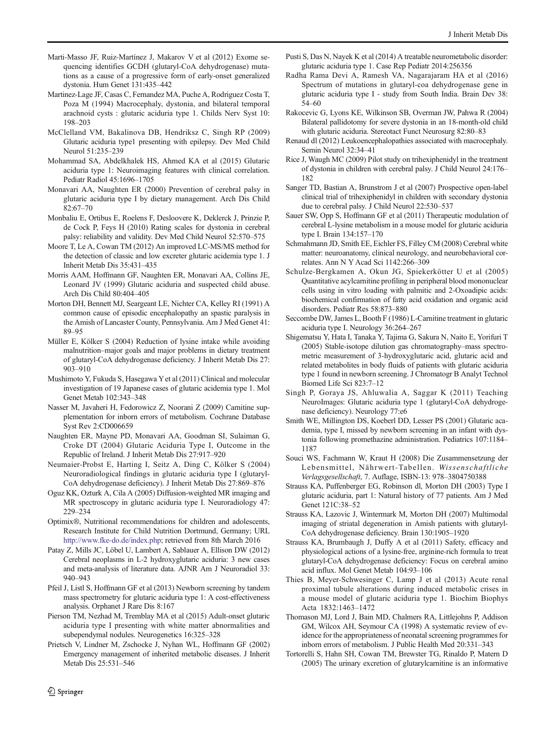Marti-Masso JF, Ruiz-Martínez J, Makarov V et al (2012) Exome sequencing identifies GCDH (glutaryl-CoA dehydrogenase) mutations as a cause of a progressive form of early-onset generalized dystonia. Hum Genet 131:435–442

Martinez-Lage JF, Casas C, Fernandez MA, Puche A, Rodriguez Costa T, Poza M (1994) Macrocephaly, dystonia, and bilateral temporal arachnoid cysts : glutaric aciduria type 1. Childs Nerv Syst 10: 198–203

McClelland VM, Bakalinova DB, Hendriksz C, Singh RP (2009) Glutaric aciduria type1 presenting with epilepsy. Dev Med Child Neurol 51:235–239

Mohammad SA, Abdelkhalek HS, Ahmed KA et al (2015) Glutaric aciduria type 1: Neuroimaging features with clinical correlation. Pediatr Radiol 45:1696–1705

Monavari AA, Naughten ER (2000) Prevention of cerebral palsy in glutaric aciduria type I by dietary management. Arch Dis Child 82:67–70

Monbaliu E, Ortibus E, Roelens F, Desloovere K, Deklerck J, Prinzie P, de Cock P, Feys H (2010) Rating scales for dystonia in cerebral palsy: reliability and validity. Dev Med Child Neurol 52:570–575

Moore T, Le A, Cowan TM (2012) An improved LC-MS/MS method for the detection of classic and low excreter glutaric acidemia type 1. J Inherit Metab Dis 35:431–435

Morris AAM, Hoffmann GF, Naughten ER, Monavari AA, Collins JE, Leonard JV (1999) Glutaric aciduria and suspected child abuse. Arch Dis Child 80:404–405

Morton DH, Bennett MJ, Seargeant LE, Nichter CA, Kelley RI (1991) A common cause of episodic encephalopathy an spastic paralysis in the Amish of Lancaster County, Pennsylvania. Am J Med Genet 41: 89–95

Müller E, Kölker S (2004) Reduction of lysine intake while avoiding malnutrition–major goals and major problems in dietary treatment of glutaryl-CoA dehydrogenase deficiency. J Inherit Metab Dis 27: 903–910

Mushimoto Y, Fukuda S, Hasegawa Y et al (2011) Clinical and molecular investigation of 19 Japanese cases of glutaric acidemia type 1. Mol Genet Metab 102:343–348

Nasser M, Javaheri H, Fedorowicz Z, Noorani Z (2009) Carnitine supplementation for inborn errors of metabolism. Cochrane Database Syst Rev 2:CD006659

Naughten ER, Mayne PD, Monavari AA, Goodman SI, Sulaiman G, Croke DT (2004) Glutaric Aciduria Type I, Outcome in the Republic of Ireland. J Inherit Metab Dis 27:917–920

Neumaier-Probst E, Harting I, Seitz A, Ding C, Kölker S (2004) Neuroradiological findings in glutaric aciduria type I (glutaryl-CoA dehydrogenase deficiency). J Inherit Metab Dis 27:869–876

Oguz KK, Ozturk A, Cila A (2005) Diffusion-weighted MR imaging and MR spectroscopy in glutaric aciduria type I. Neuroradiology 47: 229–234

Optimix®, Nutritional recommendations for children and adolescents, Research Institute for Child Nutrition Dortmund, Germany; URL http://www.fke-do.de/index.php; retrieved from 8th March 2016

Patay Z, Mills JC, Löbel U, Lambert A, Sablauer A, Ellison DW (2012) Cerebral neoplasms in L-2 hydroxyglutaric aciduria: 3 new cases and meta-analysis of literature data. AJNR Am J Neuroradiol 33: 940–943

Pfeil J, Listl S, Hoffmann GF et al (2013) Newborn screening by tandem mass spectrometry for glutaric aciduria type 1: A cost-effectiveness analysis. Orphanet J Rare Dis 8:167

Pierson TM, Nezhad M, Tremblay MA et al (2015) Adult-onset glutaric aciduria type I presenting with white matter abnormalities and subependymal nodules. Neurogenetics 16:325–328

Prietsch V, Lindner M, Zschocke J, Nyhan WL, Hoffmann GF (2002) Emergency management of inherited metabolic diseases. J Inherit Metab Dis 25:531–546

Pusti S, Das N, Nayek K et al (2014) A treatable neurometabolic disorder: glutaric aciduria type 1. Case Rep Pediatr 2014:256356

Radha Rama Devi A, Ramesh VA, Nagarajaram HA et al (2016) Spectrum of mutations in glutaryl-coa dehydrogenase gene in glutaric aciduria type I - study from South India. Brain Dev 38: 54–60

Rakocevic G, Lyons KE, Wilkinson SB, Overman JW, Pahwa R (2004) Bilateral pallidotomy for severe dystonia in an 18-month-old child with glutaric aciduria. Stereotact Funct Neurosurg 82:80–83

Renaud dl (2012) Leukoencephalopathies associated with macrocephaly. Semin Neurol 32:34–41

Rice J, Waugh MC (2009) Pilot study on trihexiphenidyl in the treatment of dystonia in children with cerebral palsy. J Child Neurol 24:176–182

Sanger TD, Bastian A, Brunstrom J et al (2007) Prospective open-label clinical trial of trihexiphenidyl in children with secondary dystonia due to cerebral palsy. J Child Neurol 22:530–537

Sauer SW, Opp S, Hoffmann GF et al (2011) Therapeutic modulation of cerebral L-lysine metabolism in a mouse model for glutaric aciduria type I. Brain 134:157–170

Schmahmann JD, Smith EE, Eichler FS, Filley CM (2008) Cerebral white matter: neuroanatomy, clinical neurology, and neurobehavioral correlates. Ann N Y Acad Sci 1142:266–309

Schulze-Bergkamen A, Okun JG, Spiekerkötter U et al (2005) Quantitative acylcarnitine profiling in peripheral blood mononuclear cells using in vitro loading with palmitic and 2-Oxoadipic acids: biochemical confirmation of fatty acid oxidation and organic acid disorders. Pediatr Res 58:873–880

Seccombe DW, James L, Booth F (1986) L-Carnitine treatment in glutaric aciduria type I. Neurology 36:264–267

Shigematsu Y, Hata I, Tanaka Y, Tajima G, Sakura N, Naito E, Yorifuri T (2005) Stable-isotope dilution gas chromatography–mass spectrometric measurement of 3-hydroxyglutaric acid, glutaric acid and related metabolites in body fluids of patients with glutaric aciduria type 1 found in newborn screening. J Chromatogr B Analyt Technol Biomed Life Sci 823:7–12

Singh P, Goraya JS, Ahluwalia A, Saggar K (2011) Teaching NeuroImages: Glutaric aciduria type 1 (glutaryl-CoA dehydrogenase deficiency). Neurology 77:e6

Smith WE, Millington DS, Koeberl DD, Lesser PS (2001) Glutaric academia, type I, missed by newborn screening in an infant with dystonia following promethazine administration. Pediatrics 107:1184–1187

Souci WS, Fachmann W, Kraut H (2008) Die Zusammensetzung der Lebensmittel, Nährwert-Tabellen. *Wissenschaftliche Verlagsgesellschaft*, 7. Auflage, ISBN-13: 978–3804750388

Strauss KA, Puffenberger EG, Robinson dl, Morton DH (2003) Type I glutaric aciduria, part 1: Natural history of 77 patients. Am J Med Genet 121C:38–52

Strauss KA, Lazovic J, Wintermark M, Morton DH (2007) Multimodal imaging of striatal degeneration in Amish patients with glutaryl-CoA dehydrogenase deficiency. Brain 130:1905–1920

Strauss KA, Brumbaugh J, Duffy A et al (2011) Safety, efficacy and physiological actions of a lysine-free, arginine-rich formula to treat glutaryl-CoA dehydrogenase deficiency: Focus on cerebral amino acid influx. Mol Genet Metab 104:93–106

Thies B, Meyer-Schwesinger C, Lamp J et al (2013) Acute renal proximal tubule alterations during induced metabolic crises in a mouse model of glutaric aciduria type 1. Biochim Biophys Acta 1832:1463–1472

Thomason MJ, Lord J, Bain MD, Chalmers RA, Littlejohns P, Addison GM, Wilcox AH, Seymour CA (1998) A systematic review of evidence for the appropriateness of neonatal screening programmes for inborn errors of metabolism. J Public Health Med 20:331–343

Tortorelli S, Hahn SH, Cowan TM, Brewster TG, Rinaldo P, Matern D (2005) The urinary excretion of glutarylcarnitine is an informative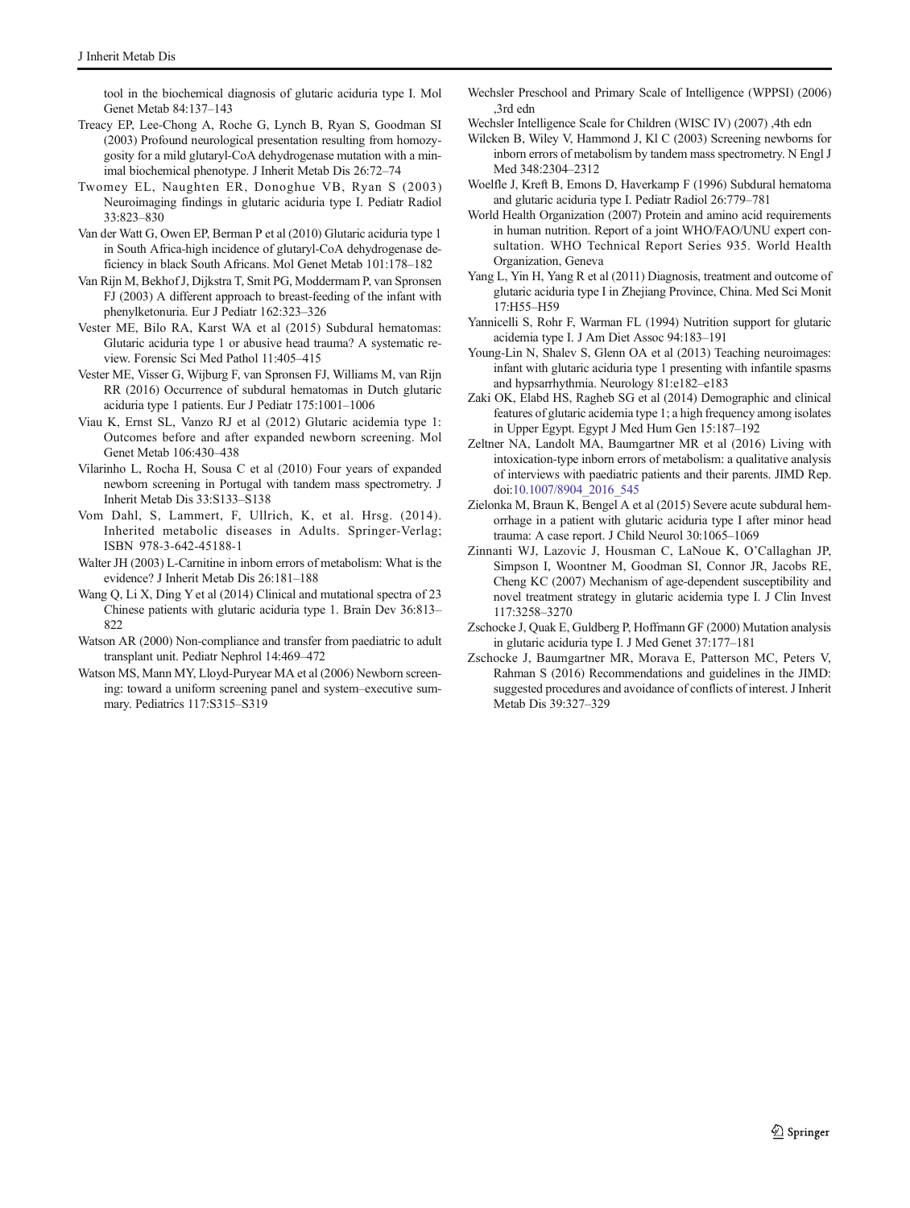tool in the biochemical diagnosis of glutaric aciduria type I. Mol Genet Metab 84:137–143

Treacy EP, Lee-Chong A, Roche G, Lynch B, Ryan S, Goodman SI (2003) Profound neurological presentation resulting from homozygosity for a mild glutaryl-CoA dehydrogenase mutation with a minimal biochemical phenotype. J Inherit Metab Dis 26:72–74

Twomey EL, Naughten ER, Donoghue VB, Ryan S (2003) Neuroimaging findings in glutaric aciduria type I. Pediatr Radiol 33:823–830

Van der Watt G, Owen EP, Berman P et al (2010) Glutaric aciduria type 1 in South Africa-high incidence of glutaryl-CoA dehydrogenase deficiency in black South Africans. Mol Genet Metab 101:178–182

Van Rijn M, Bekhof J, Dijkstra T, Smit PG, Moddermam P, van Spronsen FJ (2003) A different approach to breast-feeding of the infant with phenylketonuria. Eur J Pediatr 162:323–326

Vester ME, Bilo RA, Karst WA et al (2015) Subdural hematomas: Glutaric aciduria type 1 or abusive head trauma? A systematic review. Forensic Sci Med Pathol 11:405–415

Vester ME, Visser G, Wijburg F, van Spronsen FJ, Williams M, van Rijn RR (2016) Occurrence of subdural hematomas in Dutch glutaric aciduria type 1 patients. Eur J Pediatr 175:1001–1006

Viau K, Ernst SL, Vanzo RJ et al (2012) Glutaric acidemia type 1: Outcomes before and after expanded newborn screening. Mol Genet Metab 106:430–438

Vilarinho L, Rocha H, Sousa C et al (2010) Four years of expanded newborn screening in Portugal with tandem mass spectrometry. J Inherit Metab Dis 33:S133–S138

Vom Dahl, S, Lammert, F, Ullrich, K, et al. Hrsg. (2014). Inherited metabolic diseases in Adults. Springer-Verlag; ISBN 978-3-642-45188-1

Walter JH (2003) L-Carnitine in inborn errors of metabolism: What is the evidence? J Inherit Metab Dis 26:181–188

Wang Q, Li X, Ding Y et al (2014) Clinical and mutational spectra of 23 Chinese patients with glutaric aciduria type 1. Brain Dev 36:813–822

Watson AR (2000) Non-compliance and transfer from paediatric to adult transplant unit. Pediatr Nephrol 14:469–472

Watson MS, Mann MY, Lloyd-Puryear MA et al (2006) Newborn screening: toward a uniform screening panel and system–executive summary. Pediatrics 117:S315–S319

Wechsler Preschool and Primary Scale of Intelligence (WPPSI) (2006) ,3rd edn

Wechsler Intelligence Scale for Children (WISC IV) (2007) ,4th edn

Wilcken B, Wiley V, Hammond J, Kl C (2003) Screening newborns for inborn errors of metabolism by tandem mass spectrometry. N Engl J Med 348:2304–2312

Woelfle J, Kreft B, Emons D, Haverkamp F (1996) Subdural hematoma and glutaric aciduria type I. Pediatr Radiol 26:779–781

World Health Organization (2007) Protein and amino acid requirements in human nutrition. Report of a joint WHO/FAO/UNU expert consultation. WHO Technical Report Series 935. World Health Organization, Geneva

Yang L, Yin H, Yang R et al (2011) Diagnosis, treatment and outcome of glutaric aciduria type I in Zhejiang Province, China. Med Sci Monit 17:H55–H59

Yannicelli S, Rohr F, Warman FL (1994) Nutrition support for glutaric acidemia type I. J Am Diet Assoc 94:183–191

Young-Lin N, Shalev S, Glenn OA et al (2013) Teaching neuroimages: infant with glutaric aciduria type 1 presenting with infantile spasms and hypsarrhythmia. Neurology 81:e182–e183

Zaki OK, Elabd HS, Ragheb SG et al (2014) Demographic and clinical features of glutaric acidemia type 1; a high frequency among isolates in Upper Egypt. Egypt J Med Hum Gen 15:187–192

Zeltner NA, Landolt MA, Baumgartner MR et al (2016) Living with intoxication-type inborn errors of metabolism: a qualitative analysis of interviews with paediatric patients and their parents. JIMD Rep. doi:10.1007/8904_2016_545

Zielonka M, Braun K, Bengel A et al (2015) Severe acute subdural hemorrhage in a patient with glutaric aciduria type I after minor head trauma: A case report. J Child Neurol 30:1065–1069

Zinnanti WJ, Lazovic J, Housman C, LaNoue K, O'Callaghan JP, Simpson I, Woontner M, Goodman SI, Connor JR, Jacobs RE, Cheng KC (2007) Mechanism of age-dependent susceptibility and novel treatment strategy in glutaric acidemia type I. J Clin Invest 117:3258–3270

Zschocke J, Quak E, Guldberg P, Hoffmann GF (2000) Mutation analysis in glutaric aciduria type I. J Med Genet 37:177–181

Zschocke J, Baumgartner MR, Morava E, Patterson MC, Peters V, Rahman S (2016) Recommendations and guidelines in the JIMD: suggested procedures and avoidance of conflicts of interest. J Inherit Metab Dis 39:327–329